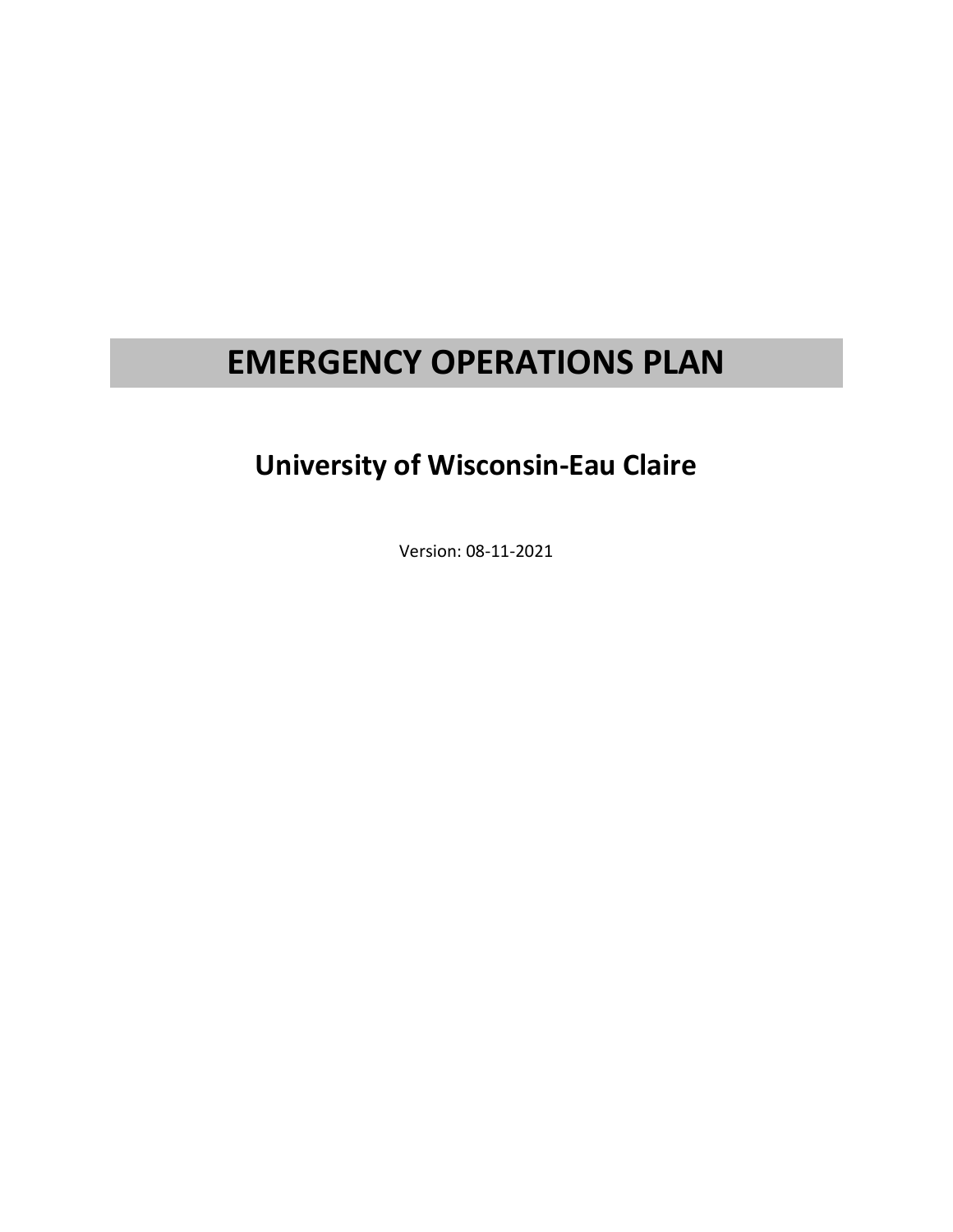# EMERGENCY OPERATIONS PLAN

## University of Wisconsin-Eau Claire

Version: 08-11-2021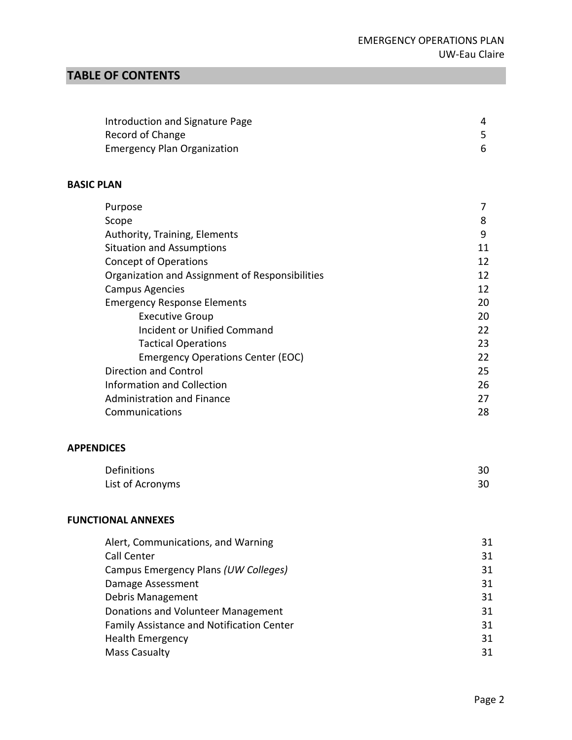# TABLE OF CONTENTS

| | |
|---|---|
| Introduction and Signature Page | 4 |
| Record of Change | 5 |
| Emergency Plan Organization | 6 |

**BASIC PLAN**

| | |
|---|---|
| Purpose | 7 |
| Scope | 8 |
| Authority, Training, Elements | 9 |
| Situation and Assumptions | 11 |
| Concept of Operations | 12 |
| Organization and Assignment of Responsibilities | 12 |
| Campus Agencies | 12 |
| Emergency Response Elements | 20 |
| Executive Group | 20 |
| Incident or Unified Command | 22 |
| Tactical Operations | 23 |
| Emergency Operations Center (EOC) | 22 |
| Direction and Control | 25 |
| Information and Collection | 26 |
| Administration and Finance | 27 |
| Communications | 28 |

**APPENDICES**

| | |
|---|---|
| Definitions | 30 |
| List of Acronyms | 30 |

**FUNCTIONAL ANNEXES**

| | |
|---|---|
| Alert, Communications, and Warning | 31 |
| Call Center | 31 |
| Campus Emergency Plans *(UW Colleges)* | 31 |
| Damage Assessment | 31 |
| Debris Management | 31 |
| Donations and Volunteer Management | 31 |
| Family Assistance and Notification Center | 31 |
| Health Emergency | 31 |
| Mass Casualty | 31 |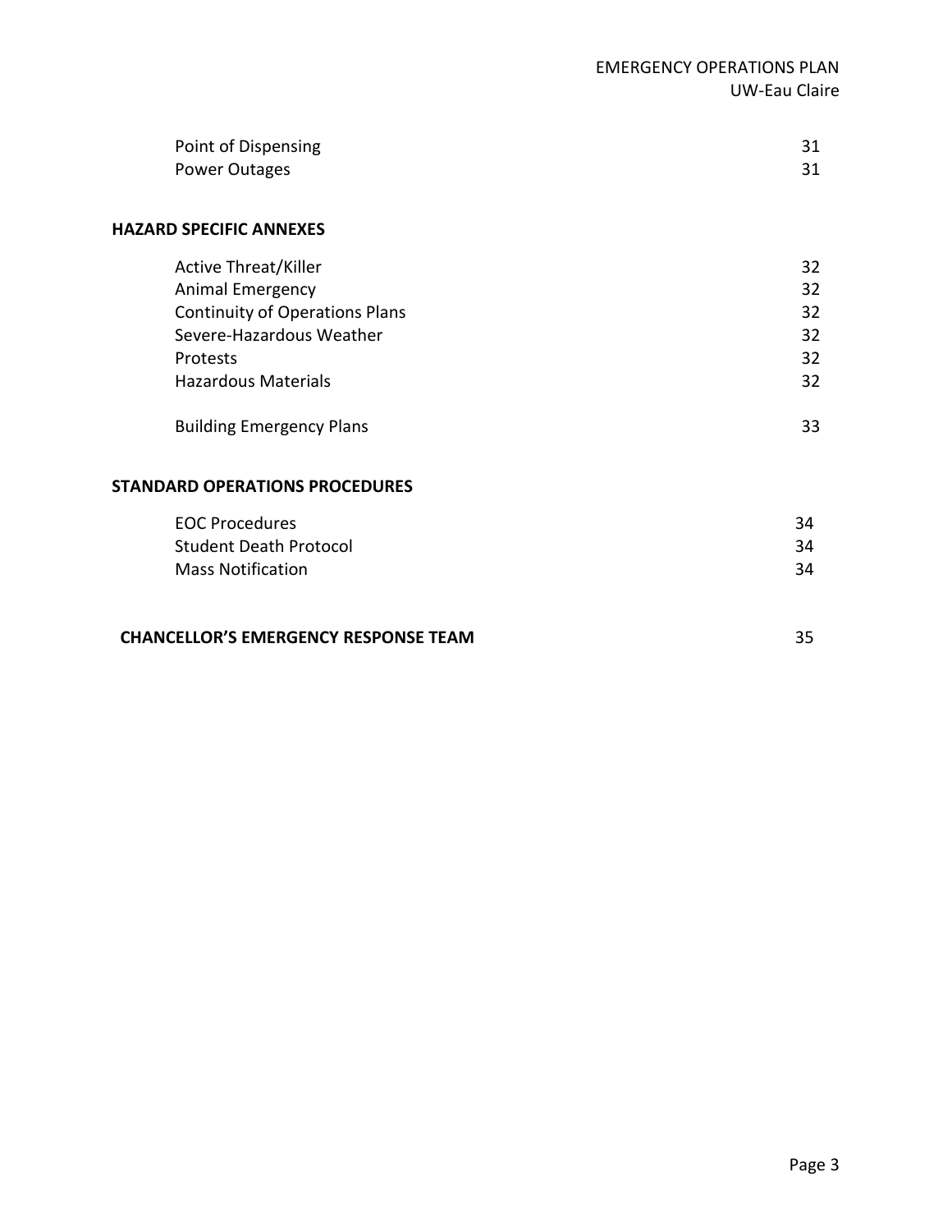| | |
|---|---|
| Point of Dispensing | 31 |
| Power Outages | 31 |

**HAZARD SPECIFIC ANNEXES**

| | |
|---|---|
| Active Threat/Killer | 32 |
| Animal Emergency | 32 |
| Continuity of Operations Plans | 32 |
| Severe-Hazardous Weather | 32 |
| Protests | 32 |
| Hazardous Materials | 32 |
| Building Emergency Plans | 33 |

**STANDARD OPERATIONS PROCEDURES**

| | |
|---|---|
| EOC Procedures | 34 |
| Student Death Protocol | 34 |
| Mass Notification | 34 |

| | |
|---|---|
| **CHANCELLOR'S EMERGENCY RESPONSE TEAM** | 35 |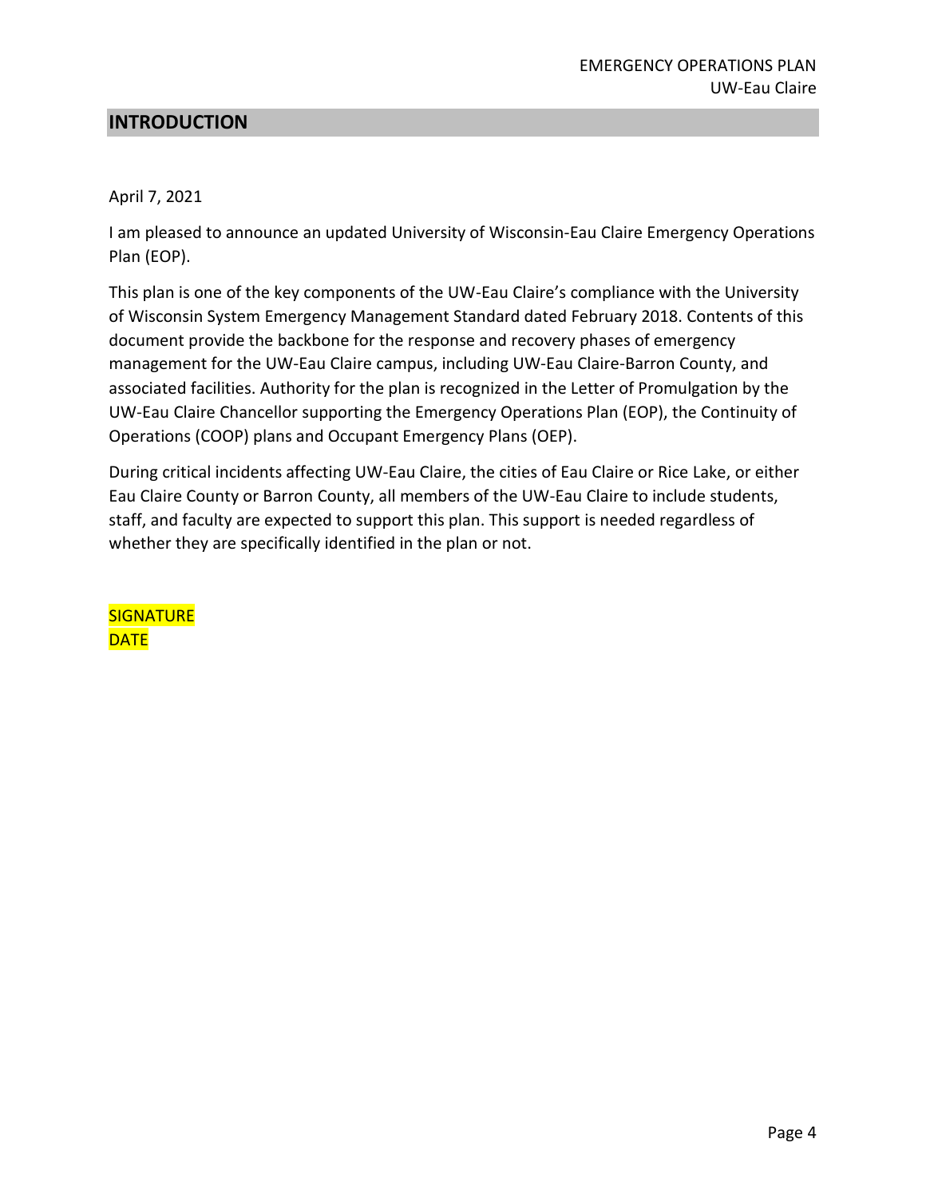## INTRODUCTION

April 7, 2021

I am pleased to announce an updated University of Wisconsin-Eau Claire Emergency Operations Plan (EOP).

This plan is one of the key components of the UW-Eau Claire's compliance with the University of Wisconsin System Emergency Management Standard dated February 2018. Contents of this document provide the backbone for the response and recovery phases of emergency management for the UW-Eau Claire campus, including UW-Eau Claire-Barron County, and associated facilities. Authority for the plan is recognized in the Letter of Promulgation by the UW-Eau Claire Chancellor supporting the Emergency Operations Plan (EOP), the Continuity of Operations (COOP) plans and Occupant Emergency Plans (OEP).

During critical incidents affecting UW-Eau Claire, the cities of Eau Claire or Rice Lake, or either Eau Claire County or Barron County, all members of the UW-Eau Claire to include students, staff, and faculty are expected to support this plan. This support is needed regardless of whether they are specifically identified in the plan or not.

SIGNATURE
DATE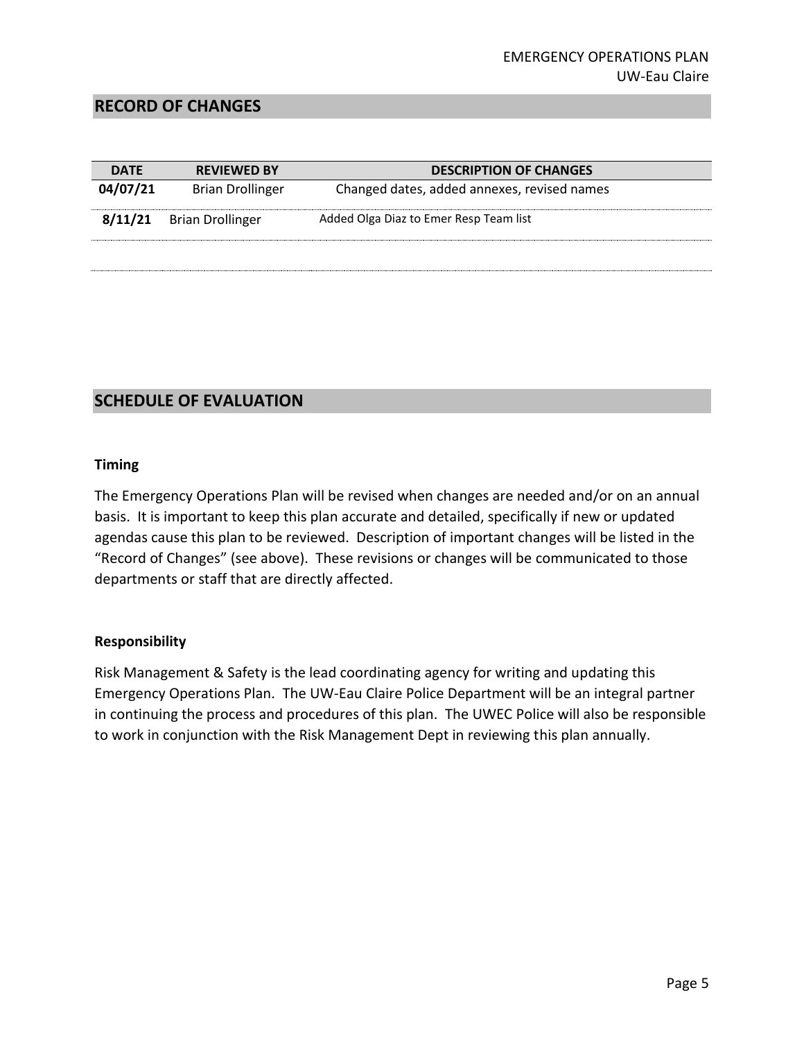## RECORD OF CHANGES

| DATE | REVIEWED BY | DESCRIPTION OF CHANGES |
|---|---|---|
| **04/07/21** | Brian Drollinger | Changed dates, added annexes, revised names |
| **8/11/21** | Brian Drollinger | Added Olga Diaz to Emer Resp Team list |
| | | |

## SCHEDULE OF EVALUATION

### Timing

The Emergency Operations Plan will be revised when changes are needed and/or on an annual basis. It is important to keep this plan accurate and detailed, specifically if new or updated agendas cause this plan to be reviewed. Description of important changes will be listed in the "Record of Changes" (see above). These revisions or changes will be communicated to those departments or staff that are directly affected.

### Responsibility

Risk Management & Safety is the lead coordinating agency for writing and updating this Emergency Operations Plan. The UW-Eau Claire Police Department will be an integral partner in continuing the process and procedures of this plan. The UWEC Police will also be responsible to work in conjunction with the Risk Management Dept in reviewing this plan annually.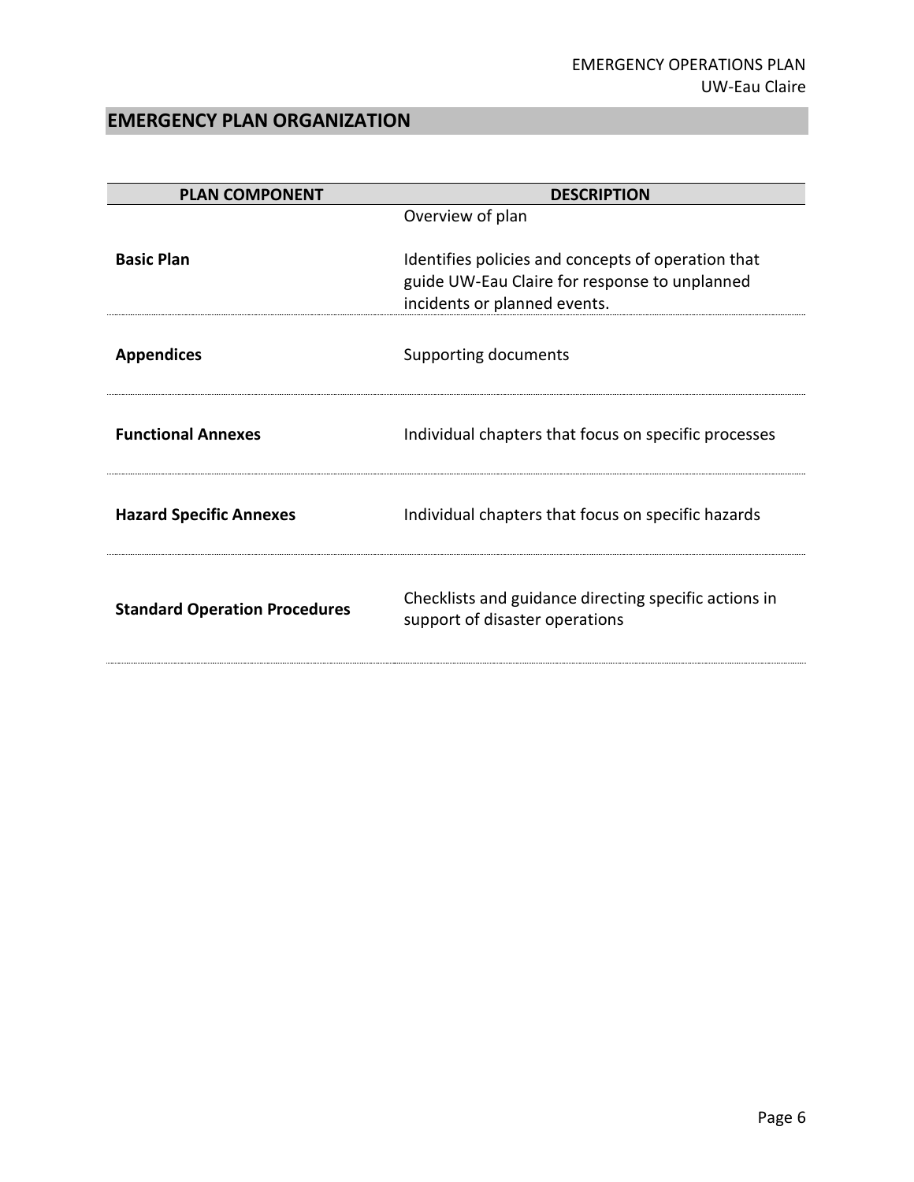## EMERGENCY PLAN ORGANIZATION

| PLAN COMPONENT | DESCRIPTION |
|---|---|
| **Basic Plan** | Overview of plan<br><br>Identifies policies and concepts of operation that guide UW-Eau Claire for response to unplanned incidents or planned events. |
| **Appendices** | Supporting documents |
| **Functional Annexes** | Individual chapters that focus on specific processes |
| **Hazard Specific Annexes** | Individual chapters that focus on specific hazards |
| **Standard Operation Procedures** | Checklists and guidance directing specific actions in support of disaster operations |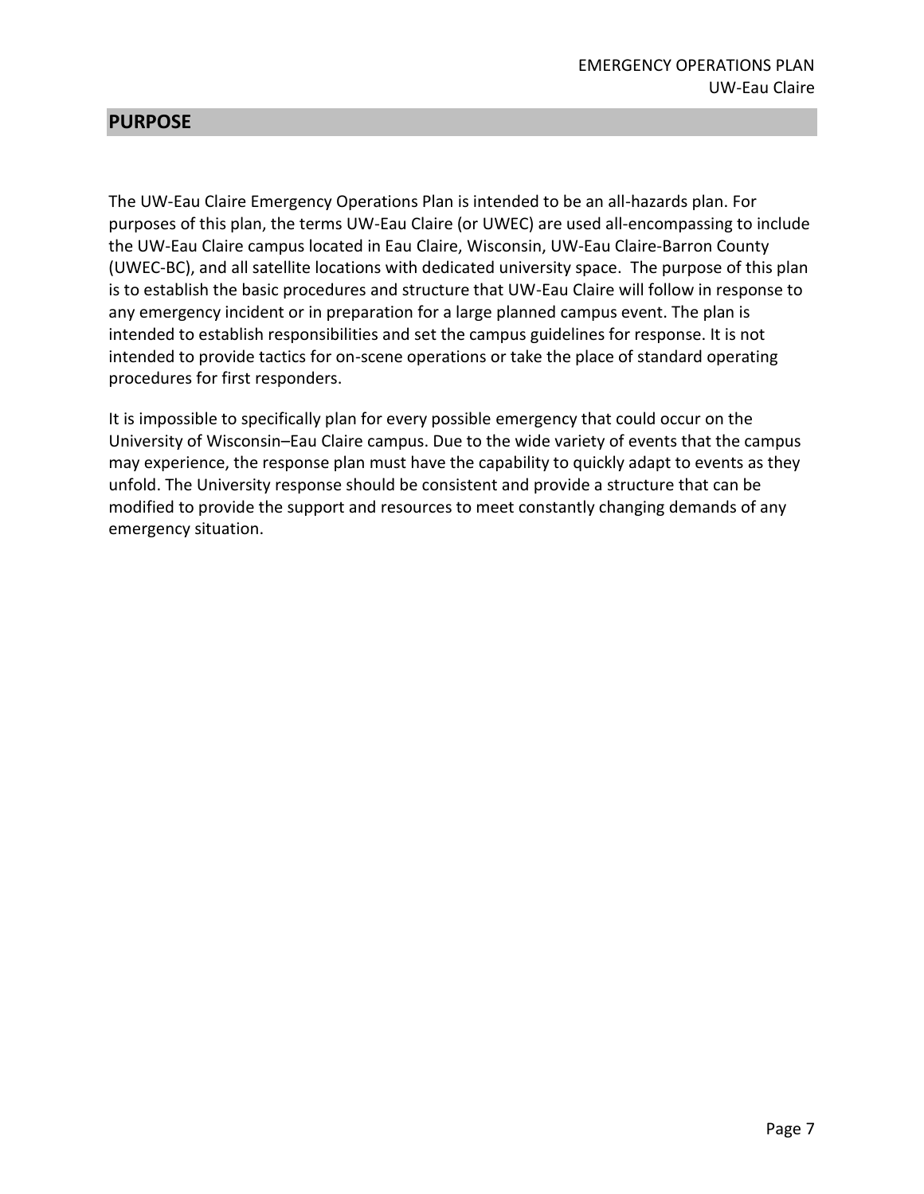## PURPOSE

The UW-Eau Claire Emergency Operations Plan is intended to be an all-hazards plan. For purposes of this plan, the terms UW-Eau Claire (or UWEC) are used all-encompassing to include the UW-Eau Claire campus located in Eau Claire, Wisconsin, UW-Eau Claire-Barron County (UWEC-BC), and all satellite locations with dedicated university space. The purpose of this plan is to establish the basic procedures and structure that UW-Eau Claire will follow in response to any emergency incident or in preparation for a large planned campus event. The plan is intended to establish responsibilities and set the campus guidelines for response. It is not intended to provide tactics for on-scene operations or take the place of standard operating procedures for first responders.

It is impossible to specifically plan for every possible emergency that could occur on the University of Wisconsin–Eau Claire campus. Due to the wide variety of events that the campus may experience, the response plan must have the capability to quickly adapt to events as they unfold. The University response should be consistent and provide a structure that can be modified to provide the support and resources to meet constantly changing demands of any emergency situation.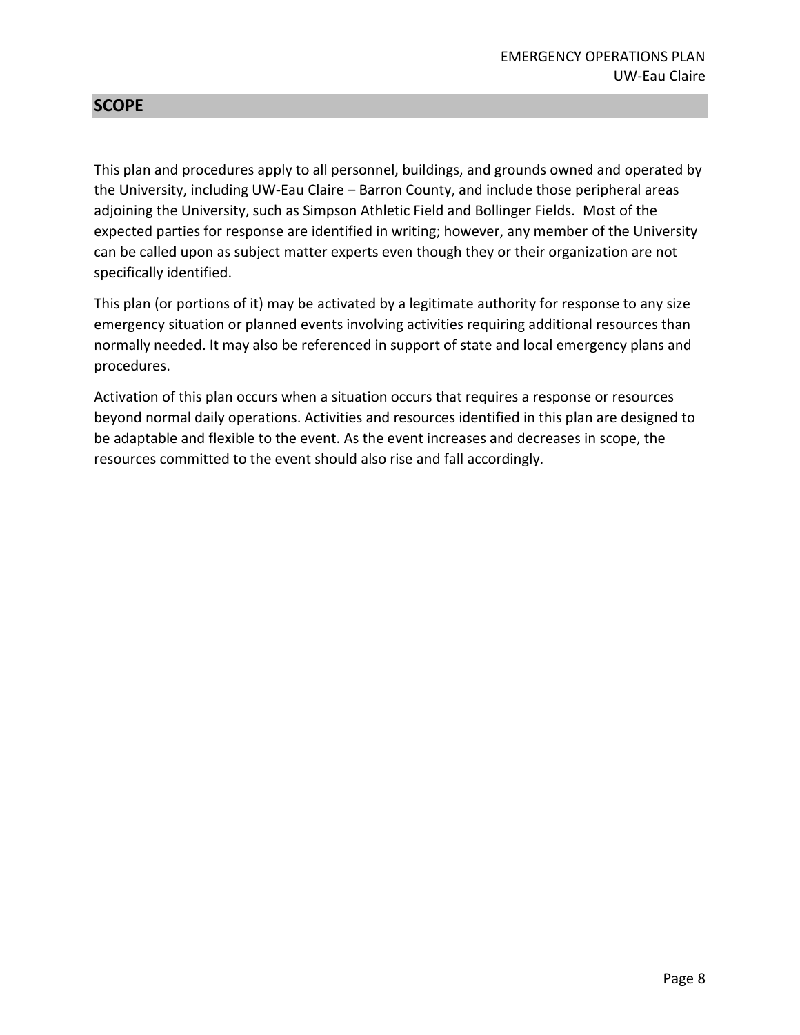## SCOPE

This plan and procedures apply to all personnel, buildings, and grounds owned and operated by the University, including UW-Eau Claire – Barron County, and include those peripheral areas adjoining the University, such as Simpson Athletic Field and Bollinger Fields. Most of the expected parties for response are identified in writing; however, any member of the University can be called upon as subject matter experts even though they or their organization are not specifically identified.

This plan (or portions of it) may be activated by a legitimate authority for response to any size emergency situation or planned events involving activities requiring additional resources than normally needed. It may also be referenced in support of state and local emergency plans and procedures.

Activation of this plan occurs when a situation occurs that requires a response or resources beyond normal daily operations. Activities and resources identified in this plan are designed to be adaptable and flexible to the event. As the event increases and decreases in scope, the resources committed to the event should also rise and fall accordingly.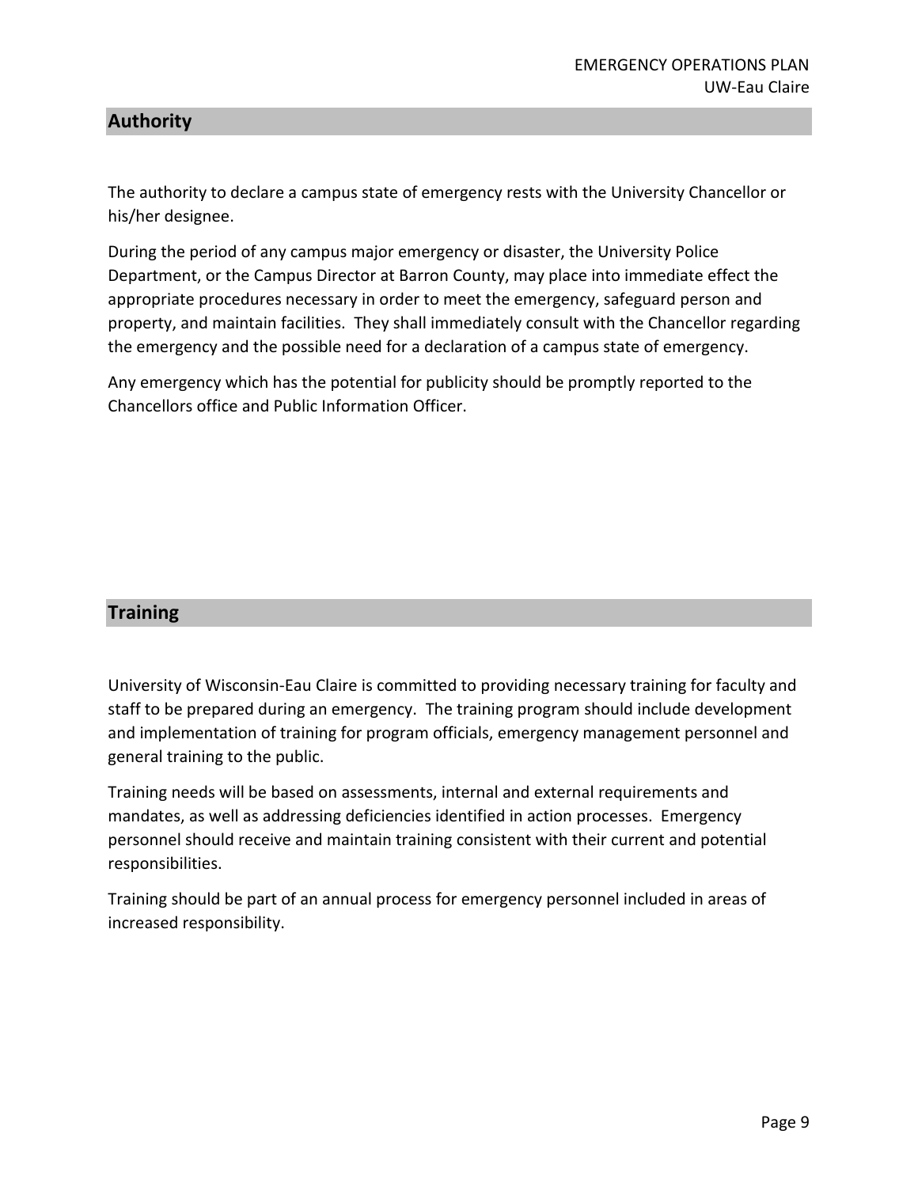## Authority

The authority to declare a campus state of emergency rests with the University Chancellor or his/her designee.

During the period of any campus major emergency or disaster, the University Police Department, or the Campus Director at Barron County, may place into immediate effect the appropriate procedures necessary in order to meet the emergency, safeguard person and property, and maintain facilities. They shall immediately consult with the Chancellor regarding the emergency and the possible need for a declaration of a campus state of emergency.

Any emergency which has the potential for publicity should be promptly reported to the Chancellors office and Public Information Officer.

## Training

University of Wisconsin-Eau Claire is committed to providing necessary training for faculty and staff to be prepared during an emergency. The training program should include development and implementation of training for program officials, emergency management personnel and general training to the public.

Training needs will be based on assessments, internal and external requirements and mandates, as well as addressing deficiencies identified in action processes. Emergency personnel should receive and maintain training consistent with their current and potential responsibilities.

Training should be part of an annual process for emergency personnel included in areas of increased responsibility.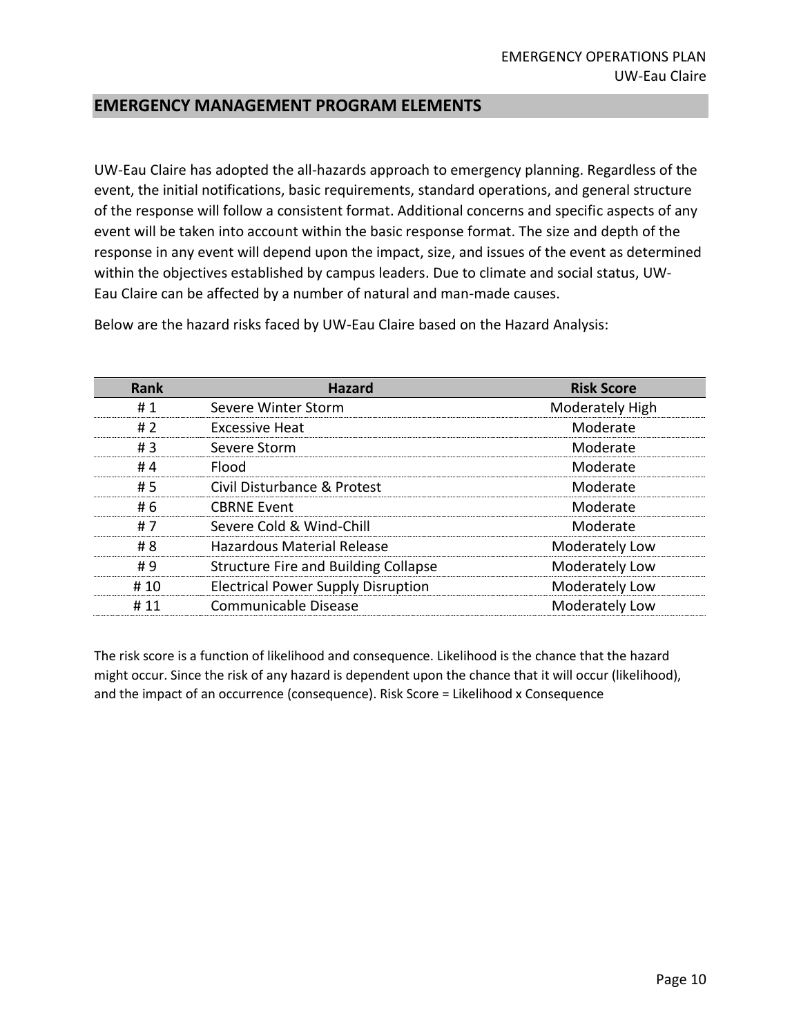## EMERGENCY MANAGEMENT PROGRAM ELEMENTS

UW-Eau Claire has adopted the all-hazards approach to emergency planning. Regardless of the event, the initial notifications, basic requirements, standard operations, and general structure of the response will follow a consistent format. Additional concerns and specific aspects of any event will be taken into account within the basic response format. The size and depth of the response in any event will depend upon the impact, size, and issues of the event as determined within the objectives established by campus leaders. Due to climate and social status, UW-Eau Claire can be affected by a number of natural and man-made causes.

Below are the hazard risks faced by UW-Eau Claire based on the Hazard Analysis:

| Rank | Hazard | Risk Score |
|---|---|---|
| # 1 | Severe Winter Storm | Moderately High |
| # 2 | Excessive Heat | Moderate |
| # 3 | Severe Storm | Moderate |
| # 4 | Flood | Moderate |
| # 5 | Civil Disturbance & Protest | Moderate |
| # 6 | CBRNE Event | Moderate |
| # 7 | Severe Cold & Wind-Chill | Moderate |
| # 8 | Hazardous Material Release | Moderately Low |
| # 9 | Structure Fire and Building Collapse | Moderately Low |
| # 10 | Electrical Power Supply Disruption | Moderately Low |
| # 11 | Communicable Disease | Moderately Low |

The risk score is a function of likelihood and consequence. Likelihood is the chance that the hazard might occur. Since the risk of any hazard is dependent upon the chance that it will occur (likelihood), and the impact of an occurrence (consequence). Risk Score = Likelihood x Consequence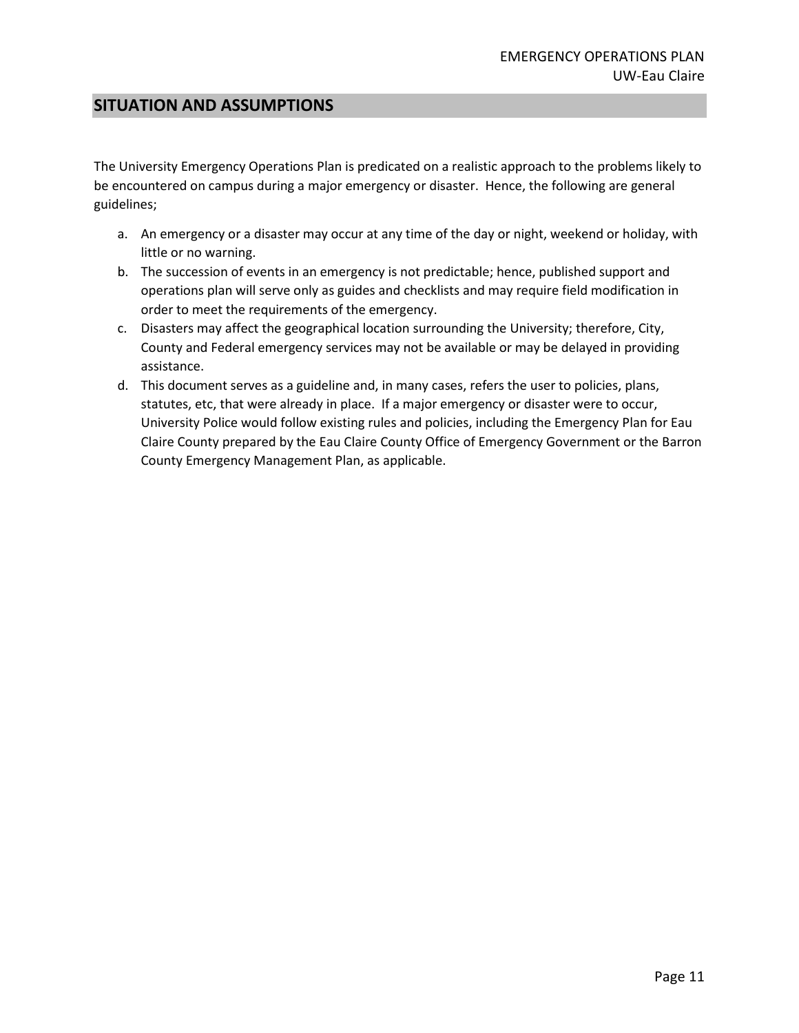## SITUATION AND ASSUMPTIONS

The University Emergency Operations Plan is predicated on a realistic approach to the problems likely to be encountered on campus during a major emergency or disaster. Hence, the following are general guidelines;

a. An emergency or a disaster may occur at any time of the day or night, weekend or holiday, with little or no warning.
b. The succession of events in an emergency is not predictable; hence, published support and operations plan will serve only as guides and checklists and may require field modification in order to meet the requirements of the emergency.
c. Disasters may affect the geographical location surrounding the University; therefore, City, County and Federal emergency services may not be available or may be delayed in providing assistance.
d. This document serves as a guideline and, in many cases, refers the user to policies, plans, statutes, etc, that were already in place. If a major emergency or disaster were to occur, University Police would follow existing rules and policies, including the Emergency Plan for Eau Claire County prepared by the Eau Claire County Office of Emergency Government or the Barron County Emergency Management Plan, as applicable.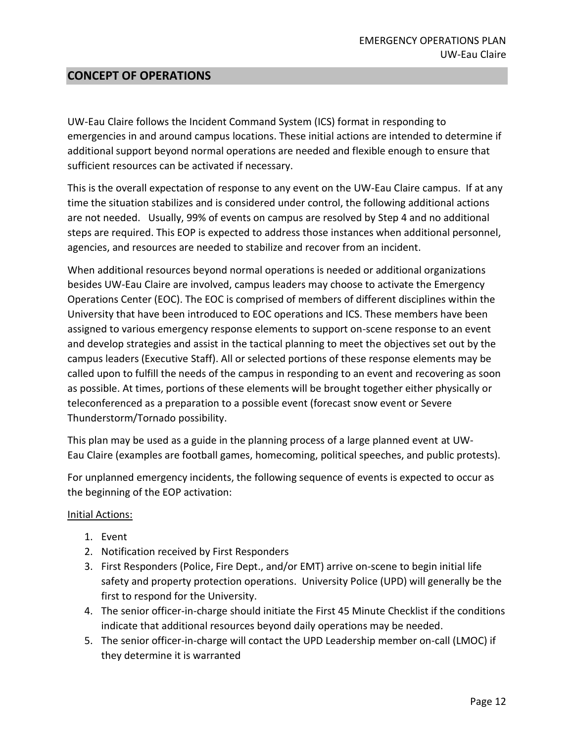## CONCEPT OF OPERATIONS

UW-Eau Claire follows the Incident Command System (ICS) format in responding to emergencies in and around campus locations. These initial actions are intended to determine if additional support beyond normal operations are needed and flexible enough to ensure that sufficient resources can be activated if necessary.

This is the overall expectation of response to any event on the UW-Eau Claire campus. If at any time the situation stabilizes and is considered under control, the following additional actions are not needed. Usually, 99% of events on campus are resolved by Step 4 and no additional steps are required. This EOP is expected to address those instances when additional personnel, agencies, and resources are needed to stabilize and recover from an incident.

When additional resources beyond normal operations is needed or additional organizations besides UW-Eau Claire are involved, campus leaders may choose to activate the Emergency Operations Center (EOC). The EOC is comprised of members of different disciplines within the University that have been introduced to EOC operations and ICS. These members have been assigned to various emergency response elements to support on-scene response to an event and develop strategies and assist in the tactical planning to meet the objectives set out by the campus leaders (Executive Staff). All or selected portions of these response elements may be called upon to fulfill the needs of the campus in responding to an event and recovering as soon as possible. At times, portions of these elements will be brought together either physically or teleconferenced as a preparation to a possible event (forecast snow event or Severe Thunderstorm/Tornado possibility.

This plan may be used as a guide in the planning process of a large planned event at UW-Eau Claire (examples are football games, homecoming, political speeches, and public protests).

For unplanned emergency incidents, the following sequence of events is expected to occur as the beginning of the EOP activation:

Initial Actions:

1. Event
2. Notification received by First Responders
3. First Responders (Police, Fire Dept., and/or EMT) arrive on-scene to begin initial life safety and property protection operations. University Police (UPD) will generally be the first to respond for the University.
4. The senior officer-in-charge should initiate the First 45 Minute Checklist if the conditions indicate that additional resources beyond daily operations may be needed.
5. The senior officer-in-charge will contact the UPD Leadership member on-call (LMOC) if they determine it is warranted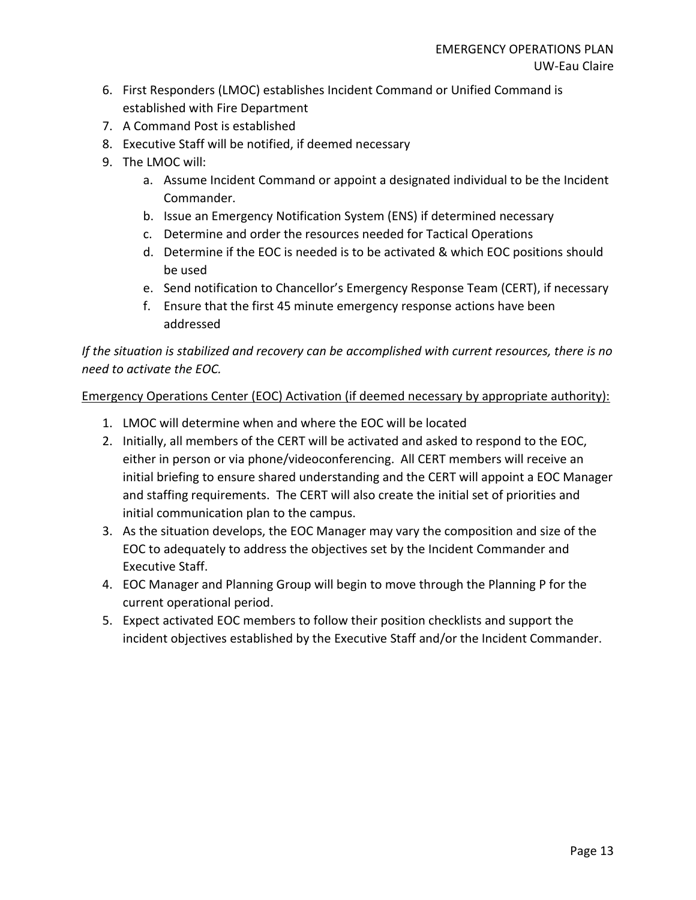6. First Responders (LMOC) establishes Incident Command or Unified Command is established with Fire Department
7. A Command Post is established
8. Executive Staff will be notified, if deemed necessary
9. The LMOC will:
   a. Assume Incident Command or appoint a designated individual to be the Incident Commander.
   b. Issue an Emergency Notification System (ENS) if determined necessary
   c. Determine and order the resources needed for Tactical Operations
   d. Determine if the EOC is needed is to be activated & which EOC positions should be used
   e. Send notification to Chancellor's Emergency Response Team (CERT), if necessary
   f. Ensure that the first 45 minute emergency response actions have been addressed

*If the situation is stabilized and recovery can be accomplished with current resources, there is no need to activate the EOC.*

<u>Emergency Operations Center (EOC) Activation (if deemed necessary by appropriate authority):</u>

1. LMOC will determine when and where the EOC will be located
2. Initially, all members of the CERT will be activated and asked to respond to the EOC, either in person or via phone/videoconferencing. All CERT members will receive an initial briefing to ensure shared understanding and the CERT will appoint a EOC Manager and staffing requirements. The CERT will also create the initial set of priorities and initial communication plan to the campus.
3. As the situation develops, the EOC Manager may vary the composition and size of the EOC to adequately to address the objectives set by the Incident Commander and Executive Staff.
4. EOC Manager and Planning Group will begin to move through the Planning P for the current operational period.
5. Expect activated EOC members to follow their position checklists and support the incident objectives established by the Executive Staff and/or the Incident Commander.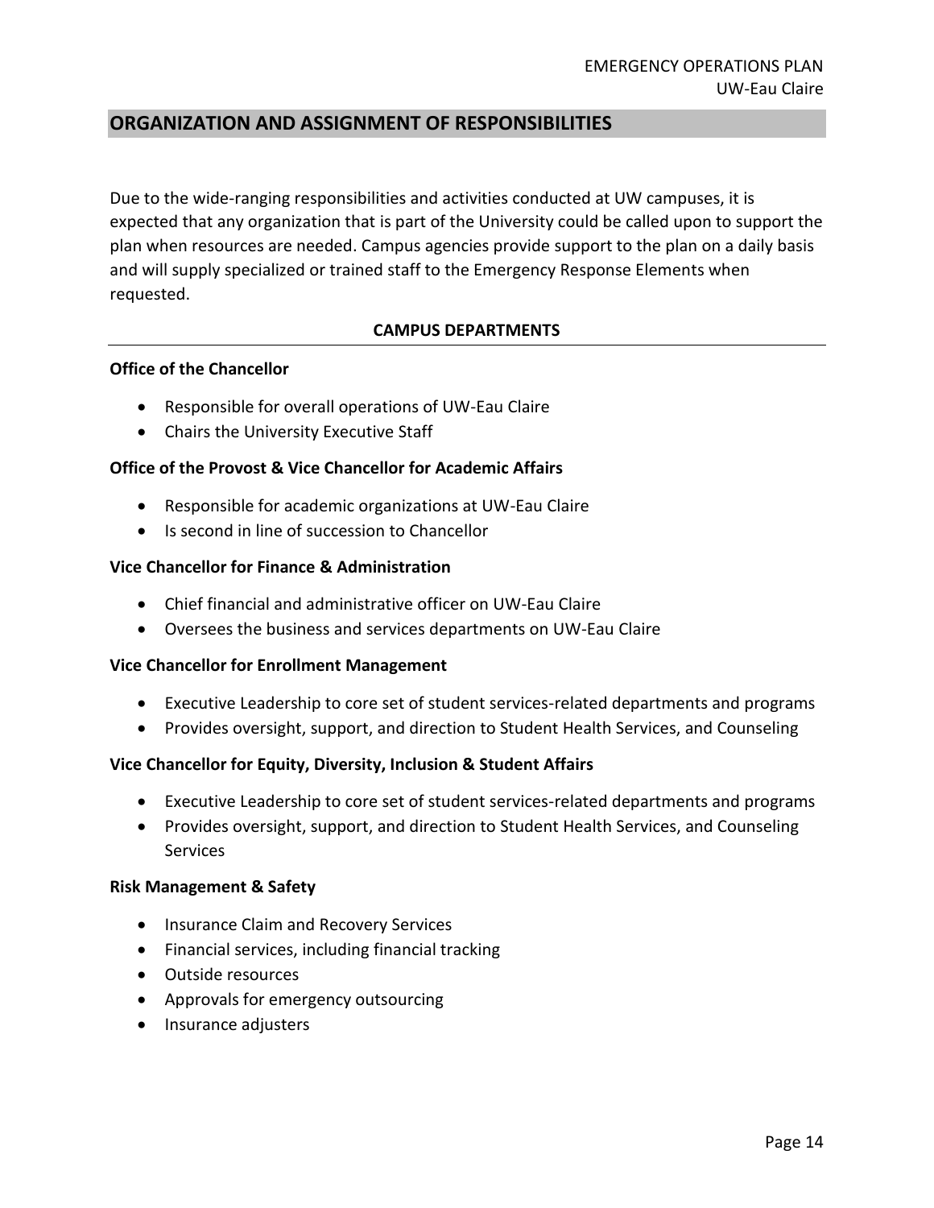## ORGANIZATION AND ASSIGNMENT OF RESPONSIBILITIES

Due to the wide-ranging responsibilities and activities conducted at UW campuses, it is expected that any organization that is part of the University could be called upon to support the plan when resources are needed. Campus agencies provide support to the plan on a daily basis and will supply specialized or trained staff to the Emergency Response Elements when requested.

### CAMPUS DEPARTMENTS

**Office of the Chancellor**

- Responsible for overall operations of UW-Eau Claire
- Chairs the University Executive Staff

**Office of the Provost & Vice Chancellor for Academic Affairs**

- Responsible for academic organizations at UW-Eau Claire
- Is second in line of succession to Chancellor

**Vice Chancellor for Finance & Administration**

- Chief financial and administrative officer on UW-Eau Claire
- Oversees the business and services departments on UW-Eau Claire

**Vice Chancellor for Enrollment Management**

- Executive Leadership to core set of student services-related departments and programs
- Provides oversight, support, and direction to Student Health Services, and Counseling

**Vice Chancellor for Equity, Diversity, Inclusion & Student Affairs**

- Executive Leadership to core set of student services-related departments and programs
- Provides oversight, support, and direction to Student Health Services, and Counseling Services

**Risk Management & Safety**

- Insurance Claim and Recovery Services
- Financial services, including financial tracking
- Outside resources
- Approvals for emergency outsourcing
- Insurance adjusters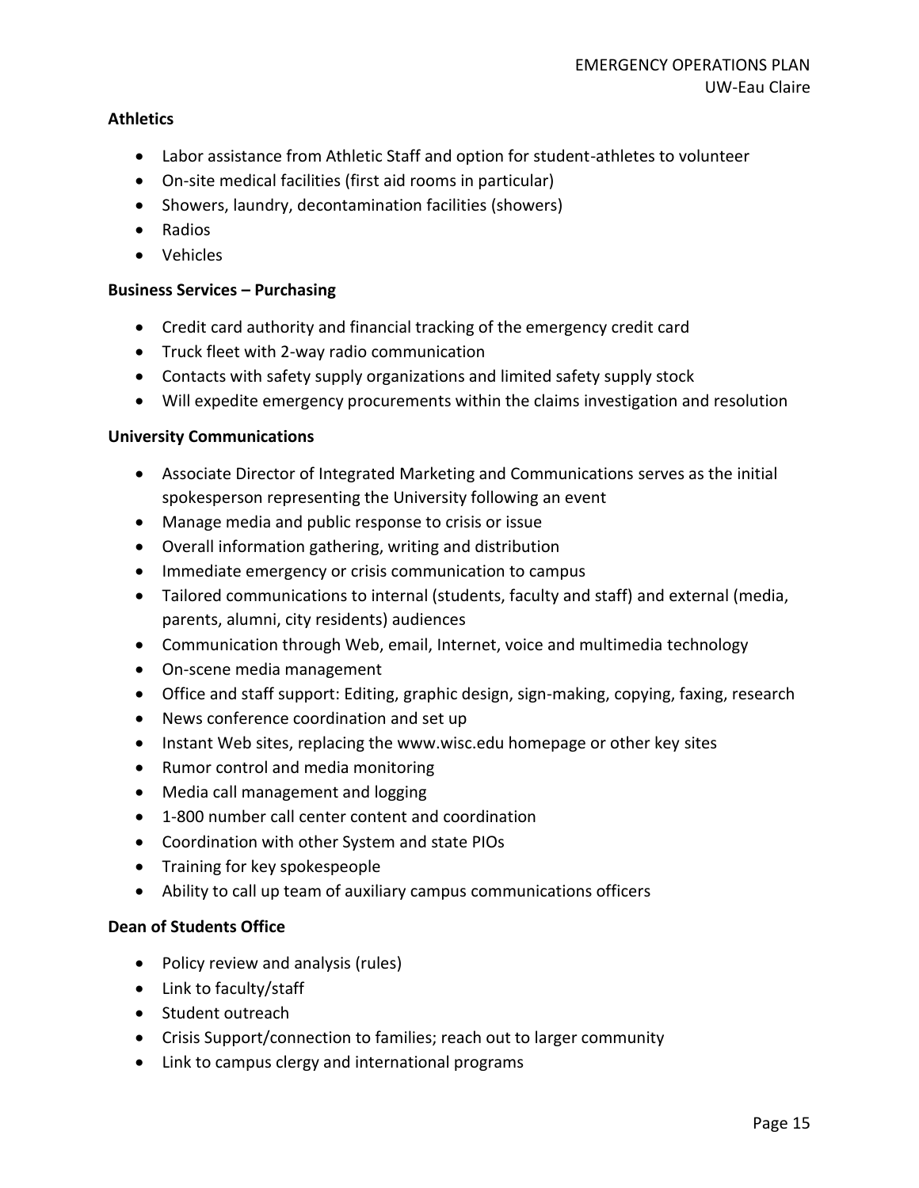**Athletics**

- Labor assistance from Athletic Staff and option for student-athletes to volunteer
- On-site medical facilities (first aid rooms in particular)
- Showers, laundry, decontamination facilities (showers)
- Radios
- Vehicles

**Business Services – Purchasing**

- Credit card authority and financial tracking of the emergency credit card
- Truck fleet with 2-way radio communication
- Contacts with safety supply organizations and limited safety supply stock
- Will expedite emergency procurements within the claims investigation and resolution

**University Communications**

- Associate Director of Integrated Marketing and Communications serves as the initial spokesperson representing the University following an event
- Manage media and public response to crisis or issue
- Overall information gathering, writing and distribution
- Immediate emergency or crisis communication to campus
- Tailored communications to internal (students, faculty and staff) and external (media, parents, alumni, city residents) audiences
- Communication through Web, email, Internet, voice and multimedia technology
- On-scene media management
- Office and staff support: Editing, graphic design, sign-making, copying, faxing, research
- News conference coordination and set up
- Instant Web sites, replacing the www.wisc.edu homepage or other key sites
- Rumor control and media monitoring
- Media call management and logging
- 1-800 number call center content and coordination
- Coordination with other System and state PIOs
- Training for key spokespeople
- Ability to call up team of auxiliary campus communications officers

**Dean of Students Office**

- Policy review and analysis (rules)
- Link to faculty/staff
- Student outreach
- Crisis Support/connection to families; reach out to larger community
- Link to campus clergy and international programs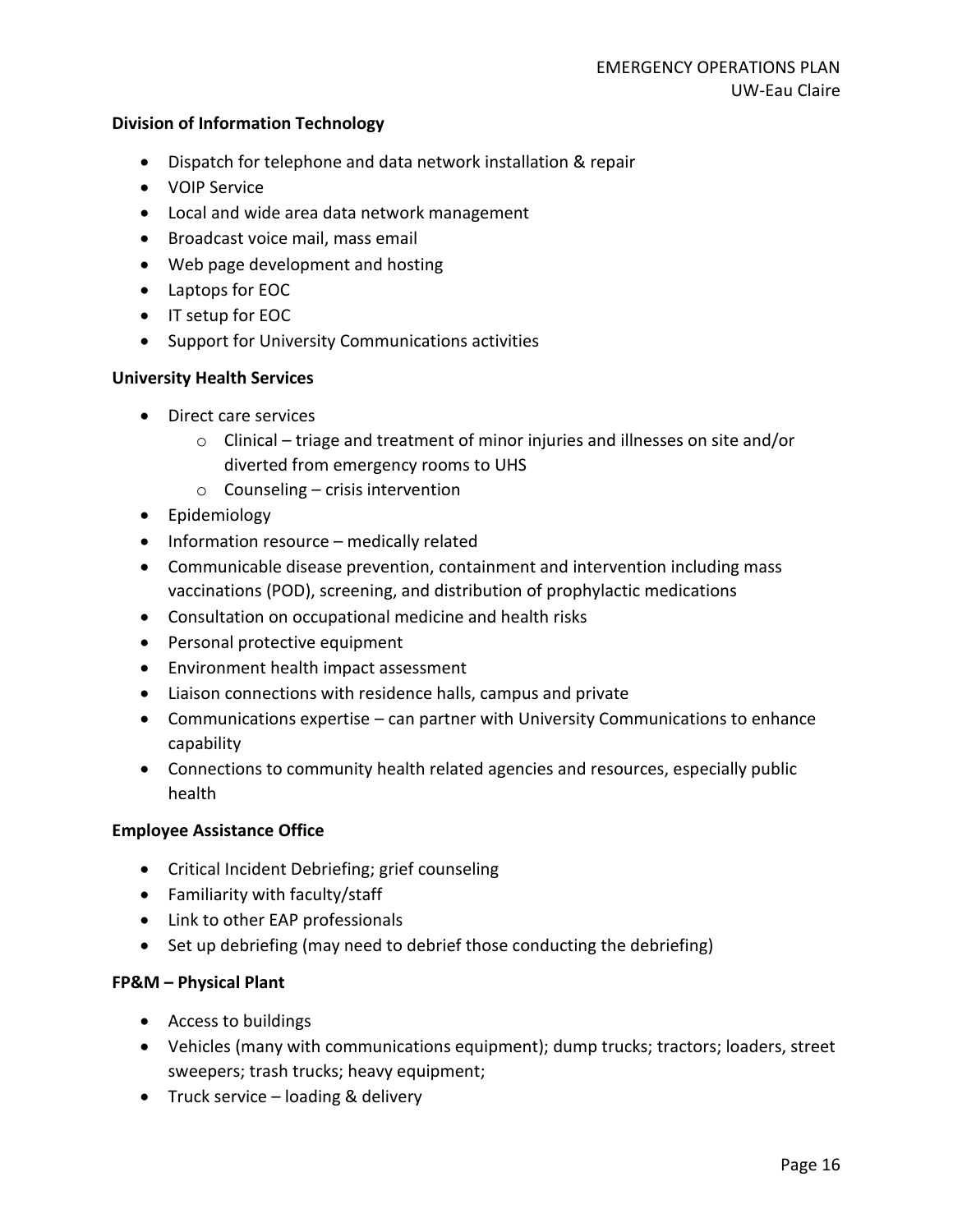**Division of Information Technology**

- Dispatch for telephone and data network installation & repair
- VOIP Service
- Local and wide area data network management
- Broadcast voice mail, mass email
- Web page development and hosting
- Laptops for EOC
- IT setup for EOC
- Support for University Communications activities

**University Health Services**

- Direct care services
    - Clinical – triage and treatment of minor injuries and illnesses on site and/or diverted from emergency rooms to UHS
    - Counseling – crisis intervention
- Epidemiology
- Information resource – medically related
- Communicable disease prevention, containment and intervention including mass vaccinations (POD), screening, and distribution of prophylactic medications
- Consultation on occupational medicine and health risks
- Personal protective equipment
- Environment health impact assessment
- Liaison connections with residence halls, campus and private
- Communications expertise – can partner with University Communications to enhance capability
- Connections to community health related agencies and resources, especially public health

**Employee Assistance Office**

- Critical Incident Debriefing; grief counseling
- Familiarity with faculty/staff
- Link to other EAP professionals
- Set up debriefing (may need to debrief those conducting the debriefing)

**FP&M – Physical Plant**

- Access to buildings
- Vehicles (many with communications equipment); dump trucks; tractors; loaders, street sweepers; trash trucks; heavy equipment;
- Truck service – loading & delivery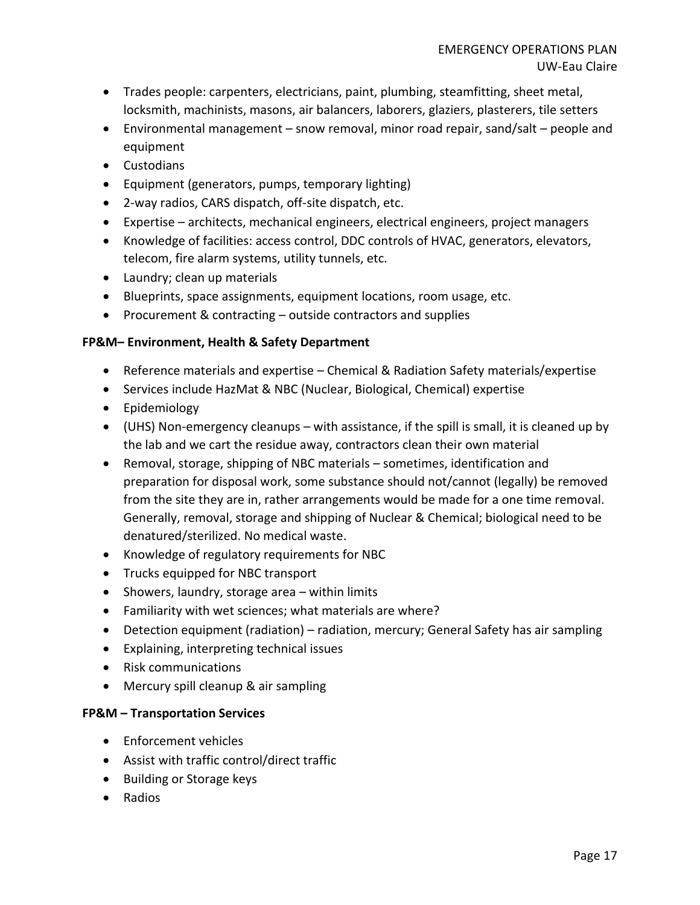- Trades people: carpenters, electricians, paint, plumbing, steamfitting, sheet metal, locksmith, machinists, masons, air balancers, laborers, glaziers, plasterers, tile setters
- Environmental management – snow removal, minor road repair, sand/salt – people and equipment
- Custodians
- Equipment (generators, pumps, temporary lighting)
- 2-way radios, CARS dispatch, off-site dispatch, etc.
- Expertise – architects, mechanical engineers, electrical engineers, project managers
- Knowledge of facilities: access control, DDC controls of HVAC, generators, elevators, telecom, fire alarm systems, utility tunnels, etc.
- Laundry; clean up materials
- Blueprints, space assignments, equipment locations, room usage, etc.
- Procurement & contracting – outside contractors and supplies

**FP&M– Environment, Health & Safety Department**

- Reference materials and expertise – Chemical & Radiation Safety materials/expertise
- Services include HazMat & NBC (Nuclear, Biological, Chemical) expertise
- Epidemiology
- (UHS) Non-emergency cleanups – with assistance, if the spill is small, it is cleaned up by the lab and we cart the residue away, contractors clean their own material
- Removal, storage, shipping of NBC materials – sometimes, identification and preparation for disposal work, some substance should not/cannot (legally) be removed from the site they are in, rather arrangements would be made for a one time removal. Generally, removal, storage and shipping of Nuclear & Chemical; biological need to be denatured/sterilized. No medical waste.
- Knowledge of regulatory requirements for NBC
- Trucks equipped for NBC transport
- Showers, laundry, storage area – within limits
- Familiarity with wet sciences; what materials are where?
- Detection equipment (radiation) – radiation, mercury; General Safety has air sampling
- Explaining, interpreting technical issues
- Risk communications
- Mercury spill cleanup & air sampling

**FP&M – Transportation Services**

- Enforcement vehicles
- Assist with traffic control/direct traffic
- Building or Storage keys
- Radios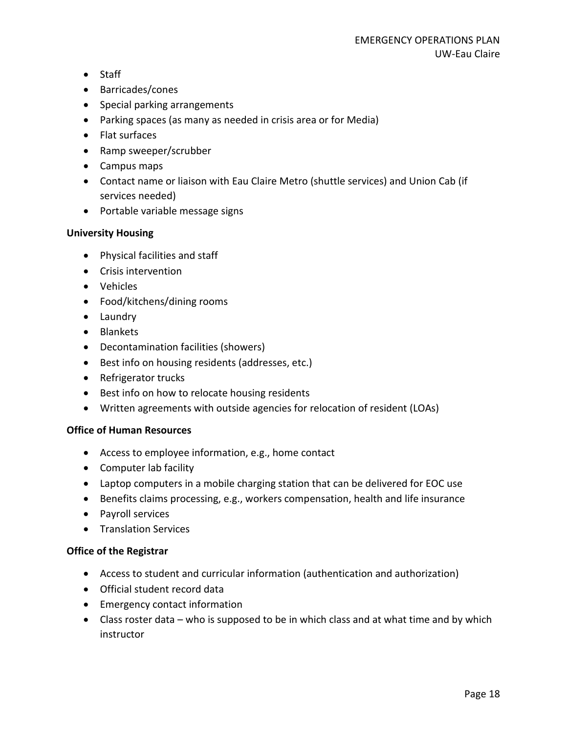- Staff
- Barricades/cones
- Special parking arrangements
- Parking spaces (as many as needed in crisis area or for Media)
- Flat surfaces
- Ramp sweeper/scrubber
- Campus maps
- Contact name or liaison with Eau Claire Metro (shuttle services) and Union Cab (if services needed)
- Portable variable message signs

**University Housing**

- Physical facilities and staff
- Crisis intervention
- Vehicles
- Food/kitchens/dining rooms
- Laundry
- Blankets
- Decontamination facilities (showers)
- Best info on housing residents (addresses, etc.)
- Refrigerator trucks
- Best info on how to relocate housing residents
- Written agreements with outside agencies for relocation of resident (LOAs)

**Office of Human Resources**

- Access to employee information, e.g., home contact
- Computer lab facility
- Laptop computers in a mobile charging station that can be delivered for EOC use
- Benefits claims processing, e.g., workers compensation, health and life insurance
- Payroll services
- Translation Services

**Office of the Registrar**

- Access to student and curricular information (authentication and authorization)
- Official student record data
- Emergency contact information
- Class roster data – who is supposed to be in which class and at what time and by which instructor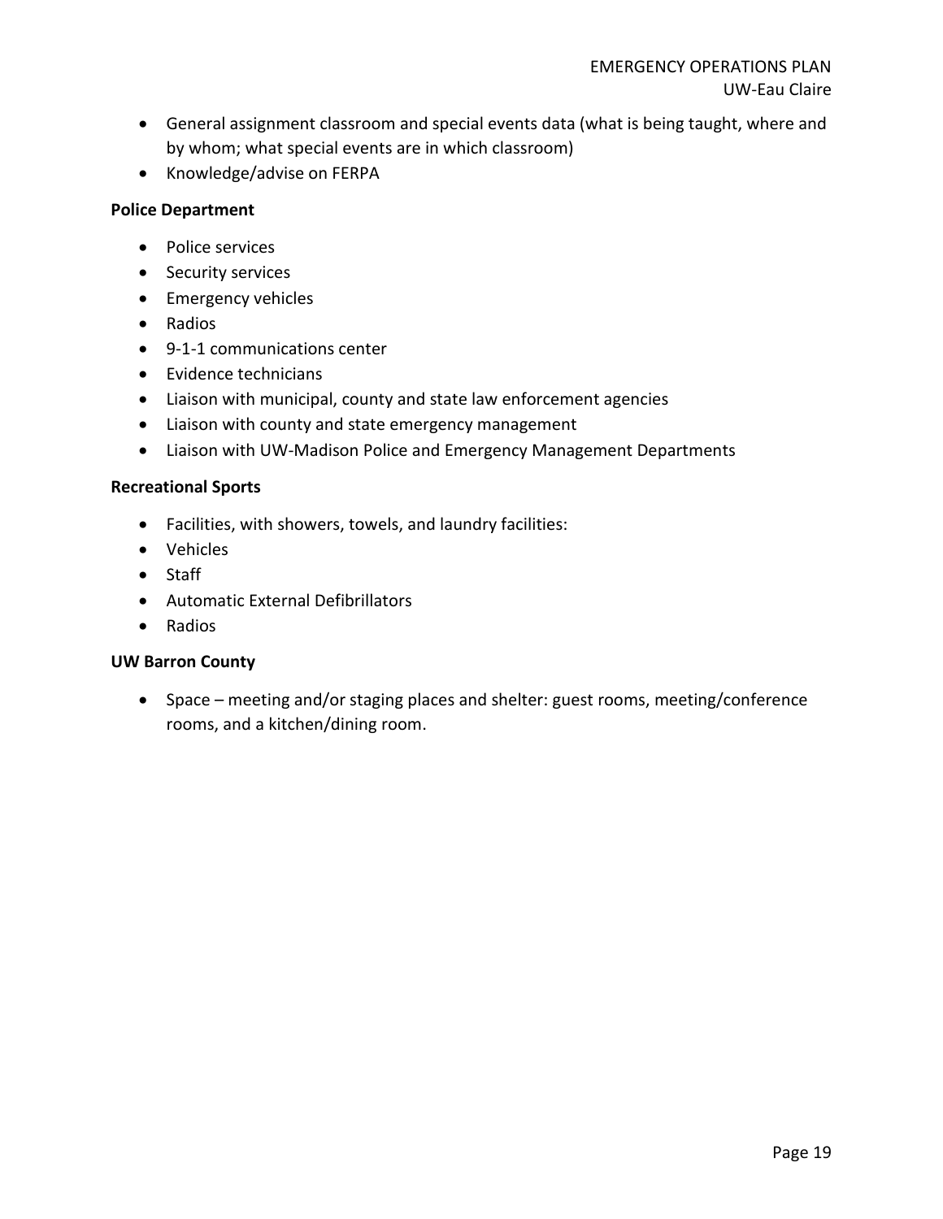- General assignment classroom and special events data (what is being taught, where and by whom; what special events are in which classroom)
- Knowledge/advise on FERPA

**Police Department**

- Police services
- Security services
- Emergency vehicles
- Radios
- 9-1-1 communications center
- Evidence technicians
- Liaison with municipal, county and state law enforcement agencies
- Liaison with county and state emergency management
- Liaison with UW-Madison Police and Emergency Management Departments

**Recreational Sports**

- Facilities, with showers, towels, and laundry facilities:
- Vehicles
- Staff
- Automatic External Defibrillators
- Radios

**UW Barron County**

- Space – meeting and/or staging places and shelter: guest rooms, meeting/conference rooms, and a kitchen/dining room.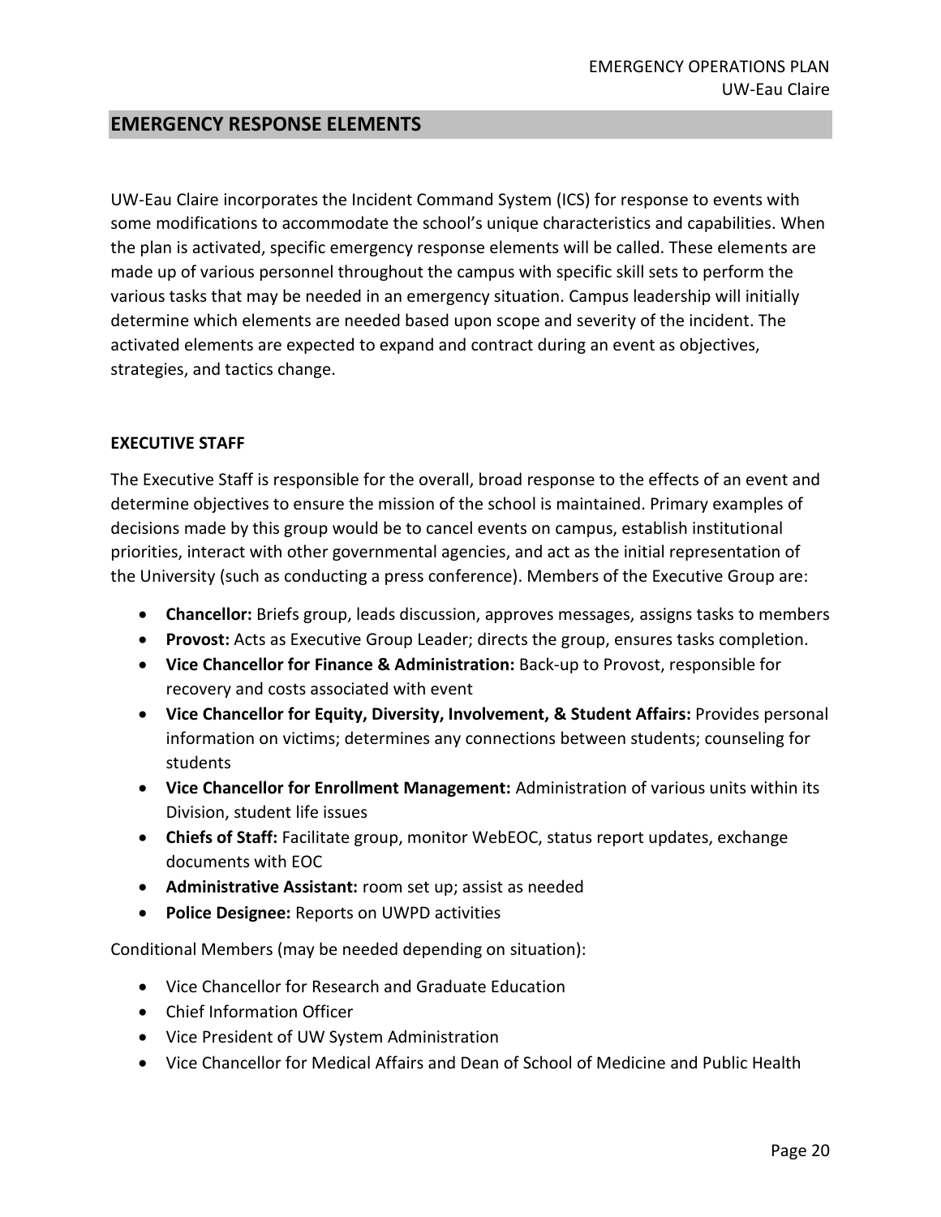## EMERGENCY RESPONSE ELEMENTS

UW-Eau Claire incorporates the Incident Command System (ICS) for response to events with some modifications to accommodate the school's unique characteristics and capabilities. When the plan is activated, specific emergency response elements will be called. These elements are made up of various personnel throughout the campus with specific skill sets to perform the various tasks that may be needed in an emergency situation. Campus leadership will initially determine which elements are needed based upon scope and severity of the incident. The activated elements are expected to expand and contract during an event as objectives, strategies, and tactics change.

### EXECUTIVE STAFF

The Executive Staff is responsible for the overall, broad response to the effects of an event and determine objectives to ensure the mission of the school is maintained. Primary examples of decisions made by this group would be to cancel events on campus, establish institutional priorities, interact with other governmental agencies, and act as the initial representation of the University (such as conducting a press conference). Members of the Executive Group are:

- **Chancellor:** Briefs group, leads discussion, approves messages, assigns tasks to members
- **Provost:** Acts as Executive Group Leader; directs the group, ensures tasks completion.
- **Vice Chancellor for Finance & Administration:** Back-up to Provost, responsible for recovery and costs associated with event
- **Vice Chancellor for Equity, Diversity, Involvement, & Student Affairs:** Provides personal information on victims; determines any connections between students; counseling for students
- **Vice Chancellor for Enrollment Management:** Administration of various units within its Division, student life issues
- **Chiefs of Staff:** Facilitate group, monitor WebEOC, status report updates, exchange documents with EOC
- **Administrative Assistant:** room set up; assist as needed
- **Police Designee:** Reports on UWPD activities

Conditional Members (may be needed depending on situation):

- Vice Chancellor for Research and Graduate Education
- Chief Information Officer
- Vice President of UW System Administration
- Vice Chancellor for Medical Affairs and Dean of School of Medicine and Public Health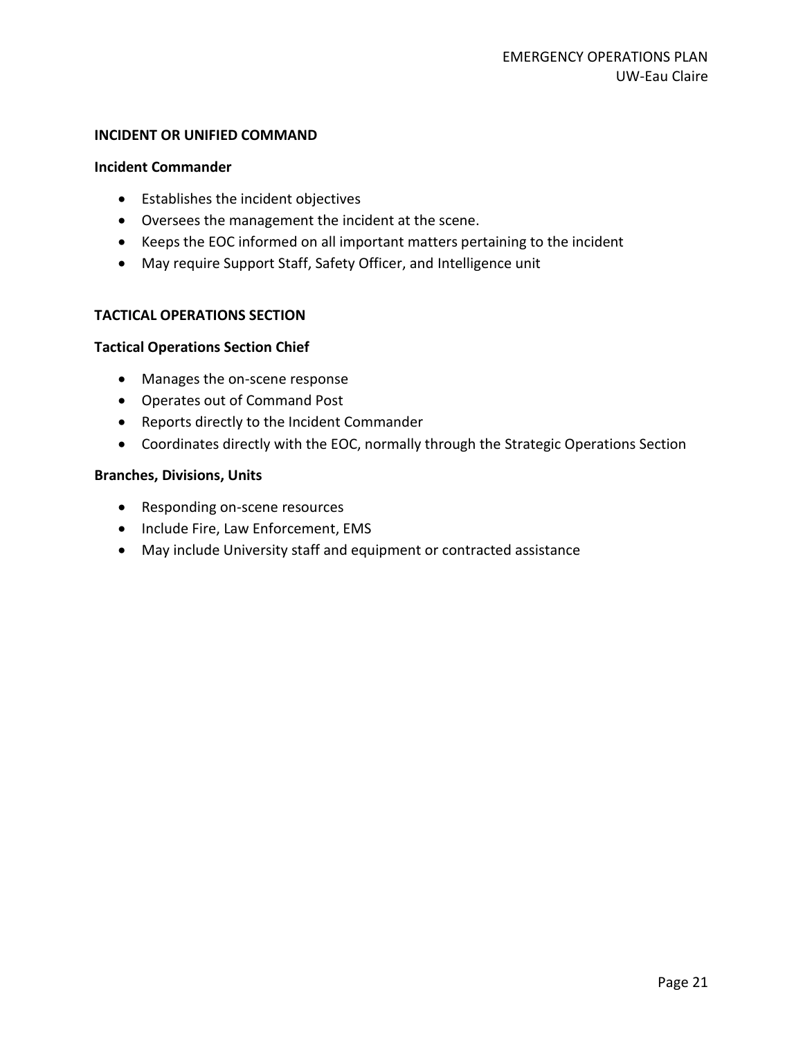## INCIDENT OR UNIFIED COMMAND

### Incident Commander

- Establishes the incident objectives
- Oversees the management the incident at the scene.
- Keeps the EOC informed on all important matters pertaining to the incident
- May require Support Staff, Safety Officer, and Intelligence unit

## TACTICAL OPERATIONS SECTION

### Tactical Operations Section Chief

- Manages the on-scene response
- Operates out of Command Post
- Reports directly to the Incident Commander
- Coordinates directly with the EOC, normally through the Strategic Operations Section

### Branches, Divisions, Units

- Responding on-scene resources
- Include Fire, Law Enforcement, EMS
- May include University staff and equipment or contracted assistance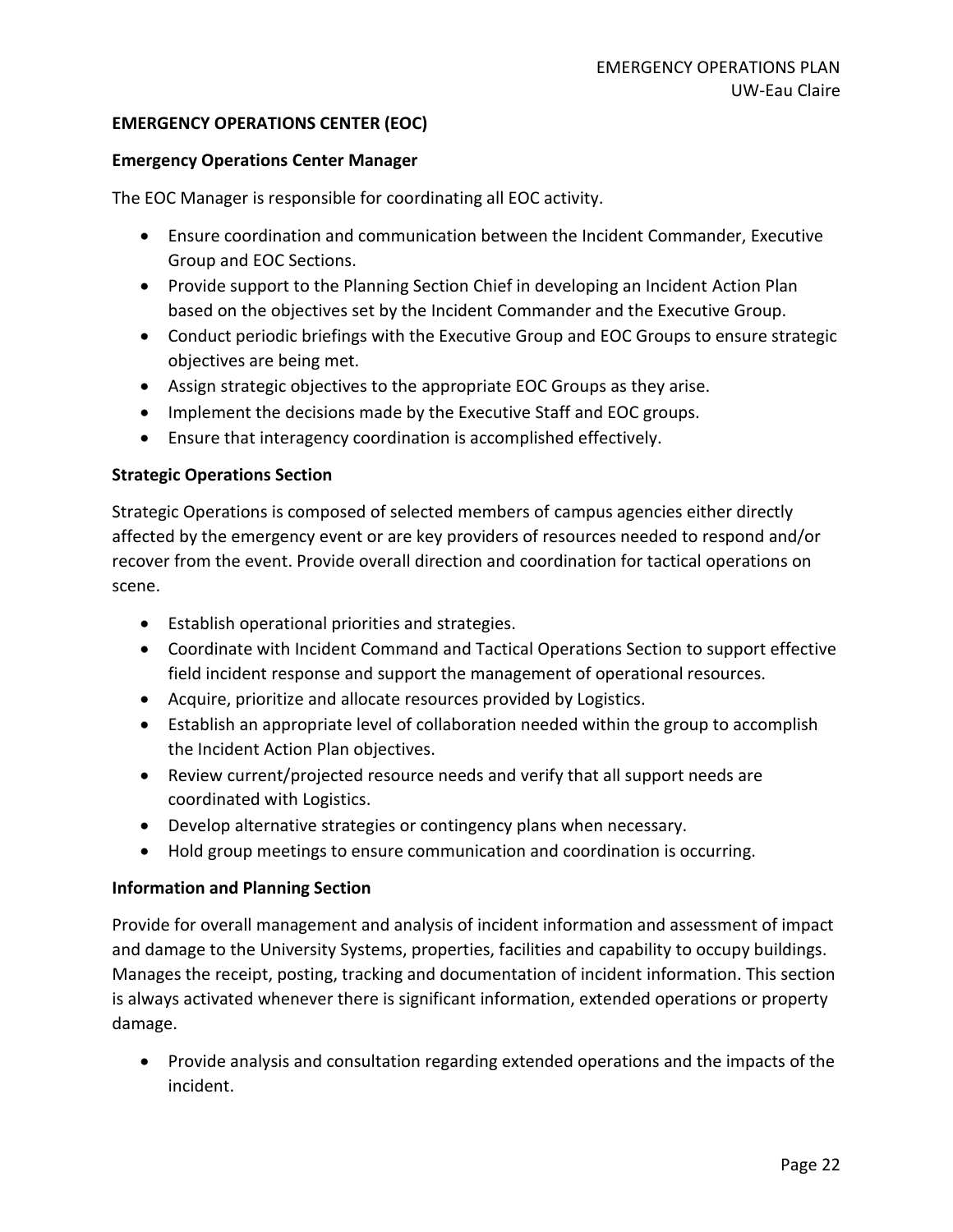## EMERGENCY OPERATIONS CENTER (EOC)

### Emergency Operations Center Manager

The EOC Manager is responsible for coordinating all EOC activity.

- Ensure coordination and communication between the Incident Commander, Executive Group and EOC Sections.
- Provide support to the Planning Section Chief in developing an Incident Action Plan based on the objectives set by the Incident Commander and the Executive Group.
- Conduct periodic briefings with the Executive Group and EOC Groups to ensure strategic objectives are being met.
- Assign strategic objectives to the appropriate EOC Groups as they arise.
- Implement the decisions made by the Executive Staff and EOC groups.
- Ensure that interagency coordination is accomplished effectively.

### Strategic Operations Section

Strategic Operations is composed of selected members of campus agencies either directly affected by the emergency event or are key providers of resources needed to respond and/or recover from the event. Provide overall direction and coordination for tactical operations on scene.

- Establish operational priorities and strategies.
- Coordinate with Incident Command and Tactical Operations Section to support effective field incident response and support the management of operational resources.
- Acquire, prioritize and allocate resources provided by Logistics.
- Establish an appropriate level of collaboration needed within the group to accomplish the Incident Action Plan objectives.
- Review current/projected resource needs and verify that all support needs are coordinated with Logistics.
- Develop alternative strategies or contingency plans when necessary.
- Hold group meetings to ensure communication and coordination is occurring.

### Information and Planning Section

Provide for overall management and analysis of incident information and assessment of impact and damage to the University Systems, properties, facilities and capability to occupy buildings. Manages the receipt, posting, tracking and documentation of incident information. This section is always activated whenever there is significant information, extended operations or property damage.

- Provide analysis and consultation regarding extended operations and the impacts of the incident.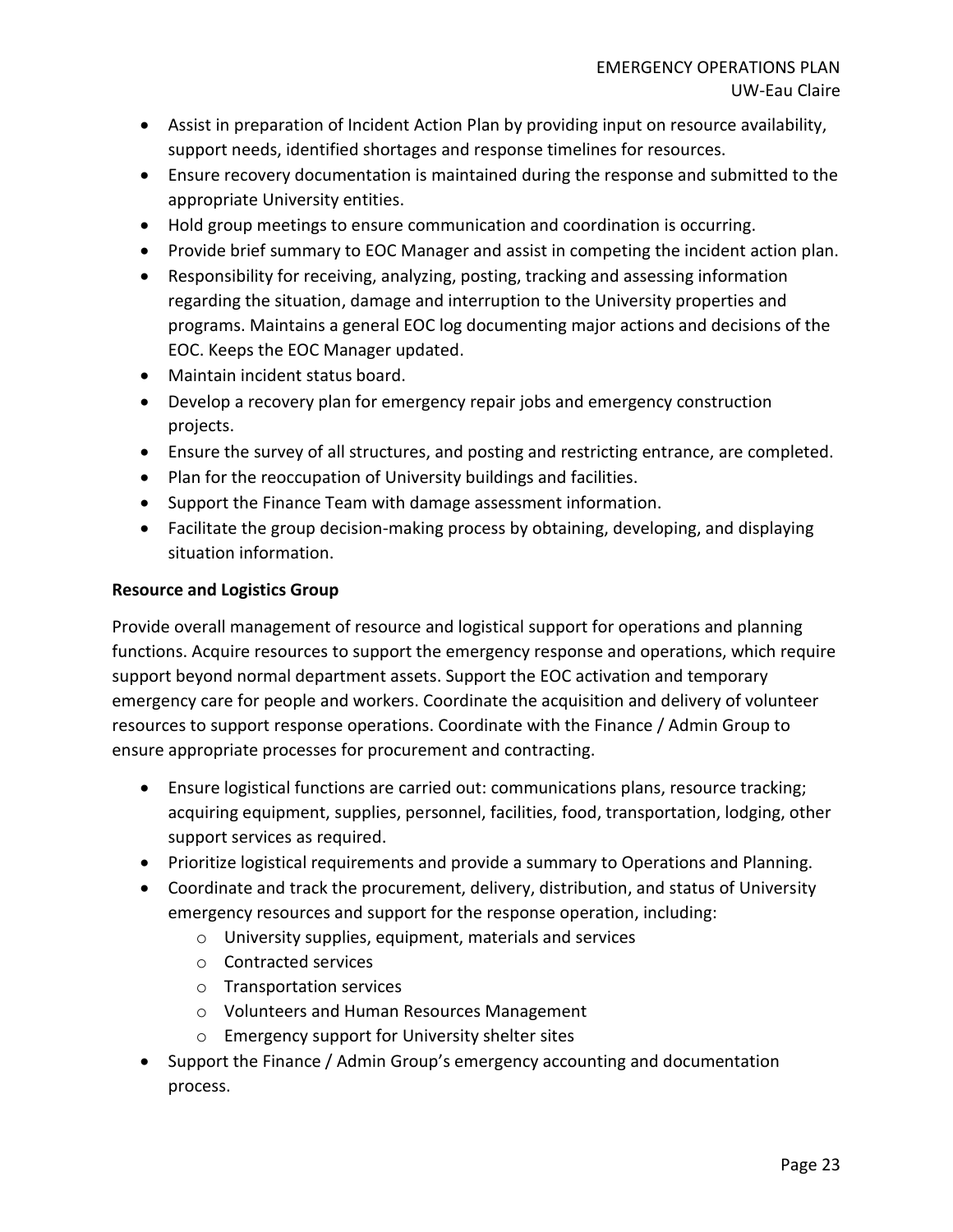- Assist in preparation of Incident Action Plan by providing input on resource availability, support needs, identified shortages and response timelines for resources.
- Ensure recovery documentation is maintained during the response and submitted to the appropriate University entities.
- Hold group meetings to ensure communication and coordination is occurring.
- Provide brief summary to EOC Manager and assist in competing the incident action plan.
- Responsibility for receiving, analyzing, posting, tracking and assessing information regarding the situation, damage and interruption to the University properties and programs. Maintains a general EOC log documenting major actions and decisions of the EOC. Keeps the EOC Manager updated.
- Maintain incident status board.
- Develop a recovery plan for emergency repair jobs and emergency construction projects.
- Ensure the survey of all structures, and posting and restricting entrance, are completed.
- Plan for the reoccupation of University buildings and facilities.
- Support the Finance Team with damage assessment information.
- Facilitate the group decision-making process by obtaining, developing, and displaying situation information.

**Resource and Logistics Group**

Provide overall management of resource and logistical support for operations and planning functions. Acquire resources to support the emergency response and operations, which require support beyond normal department assets. Support the EOC activation and temporary emergency care for people and workers. Coordinate the acquisition and delivery of volunteer resources to support response operations. Coordinate with the Finance / Admin Group to ensure appropriate processes for procurement and contracting.

- Ensure logistical functions are carried out: communications plans, resource tracking; acquiring equipment, supplies, personnel, facilities, food, transportation, lodging, other support services as required.
- Prioritize logistical requirements and provide a summary to Operations and Planning.
- Coordinate and track the procurement, delivery, distribution, and status of University emergency resources and support for the response operation, including:
    - University supplies, equipment, materials and services
    - Contracted services
    - Transportation services
    - Volunteers and Human Resources Management
    - Emergency support for University shelter sites
- Support the Finance / Admin Group's emergency accounting and documentation process.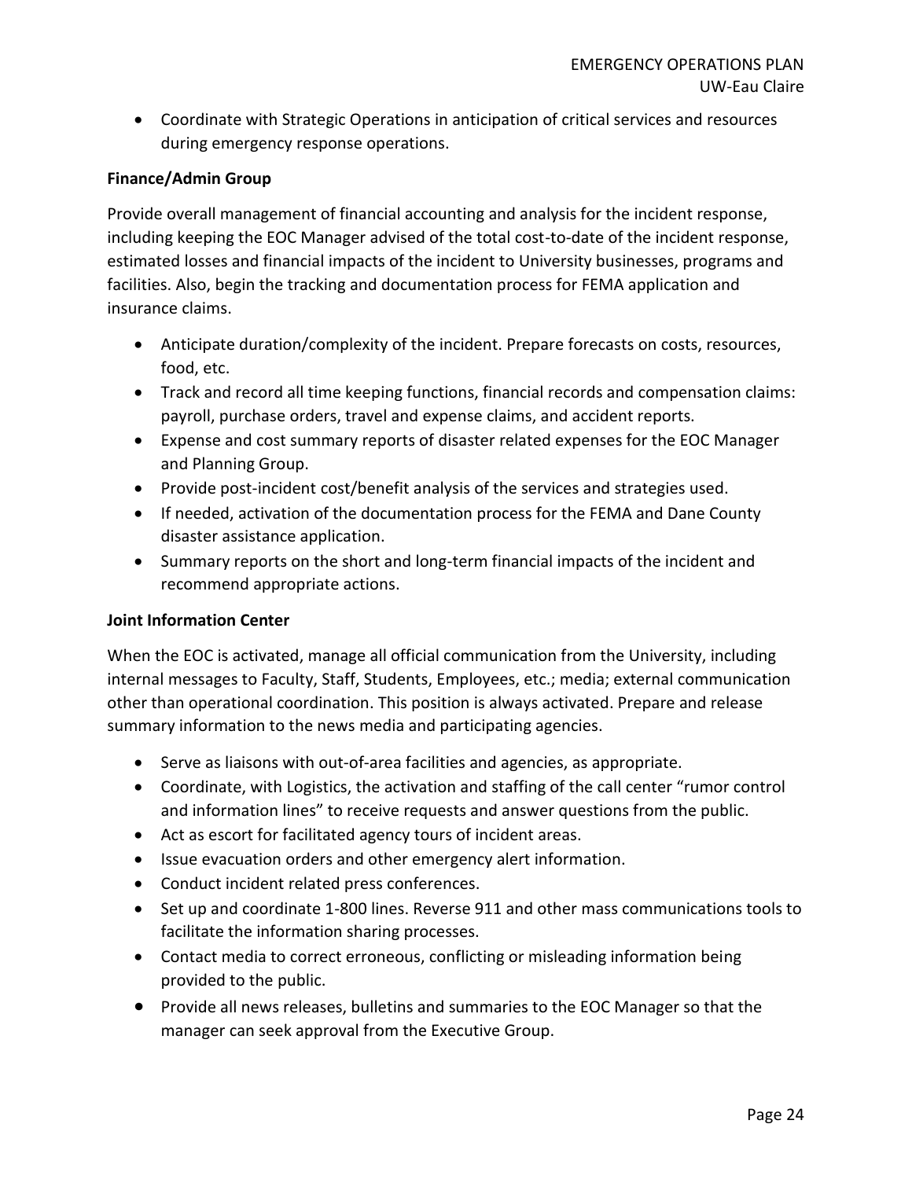- Coordinate with Strategic Operations in anticipation of critical services and resources during emergency response operations.

**Finance/Admin Group**

Provide overall management of financial accounting and analysis for the incident response, including keeping the EOC Manager advised of the total cost-to-date of the incident response, estimated losses and financial impacts of the incident to University businesses, programs and facilities. Also, begin the tracking and documentation process for FEMA application and insurance claims.

- Anticipate duration/complexity of the incident. Prepare forecasts on costs, resources, food, etc.
- Track and record all time keeping functions, financial records and compensation claims: payroll, purchase orders, travel and expense claims, and accident reports.
- Expense and cost summary reports of disaster related expenses for the EOC Manager and Planning Group.
- Provide post-incident cost/benefit analysis of the services and strategies used.
- If needed, activation of the documentation process for the FEMA and Dane County disaster assistance application.
- Summary reports on the short and long-term financial impacts of the incident and recommend appropriate actions.

**Joint Information Center**

When the EOC is activated, manage all official communication from the University, including internal messages to Faculty, Staff, Students, Employees, etc.; media; external communication other than operational coordination. This position is always activated. Prepare and release summary information to the news media and participating agencies.

- Serve as liaisons with out-of-area facilities and agencies, as appropriate.
- Coordinate, with Logistics, the activation and staffing of the call center "rumor control and information lines" to receive requests and answer questions from the public.
- Act as escort for facilitated agency tours of incident areas.
- Issue evacuation orders and other emergency alert information.
- Conduct incident related press conferences.
- Set up and coordinate 1-800 lines. Reverse 911 and other mass communications tools to facilitate the information sharing processes.
- Contact media to correct erroneous, conflicting or misleading information being provided to the public.
- Provide all news releases, bulletins and summaries to the EOC Manager so that the manager can seek approval from the Executive Group.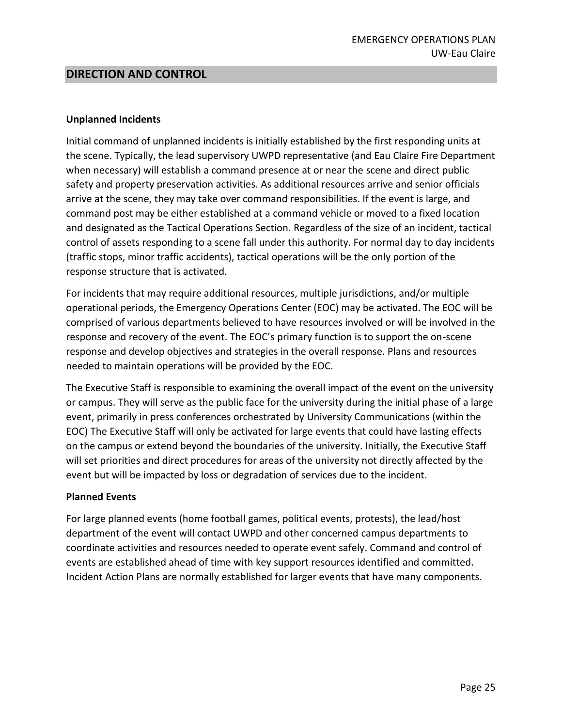## DIRECTION AND CONTROL

**Unplanned Incidents**

Initial command of unplanned incidents is initially established by the first responding units at the scene. Typically, the lead supervisory UWPD representative (and Eau Claire Fire Department when necessary) will establish a command presence at or near the scene and direct public safety and property preservation activities. As additional resources arrive and senior officials arrive at the scene, they may take over command responsibilities. If the event is large, and command post may be either established at a command vehicle or moved to a fixed location and designated as the Tactical Operations Section. Regardless of the size of an incident, tactical control of assets responding to a scene fall under this authority. For normal day to day incidents (traffic stops, minor traffic accidents), tactical operations will be the only portion of the response structure that is activated.

For incidents that may require additional resources, multiple jurisdictions, and/or multiple operational periods, the Emergency Operations Center (EOC) may be activated. The EOC will be comprised of various departments believed to have resources involved or will be involved in the response and recovery of the event. The EOC's primary function is to support the on-scene response and develop objectives and strategies in the overall response. Plans and resources needed to maintain operations will be provided by the EOC.

The Executive Staff is responsible to examining the overall impact of the event on the university or campus. They will serve as the public face for the university during the initial phase of a large event, primarily in press conferences orchestrated by University Communications (within the EOC) The Executive Staff will only be activated for large events that could have lasting effects on the campus or extend beyond the boundaries of the university. Initially, the Executive Staff will set priorities and direct procedures for areas of the university not directly affected by the event but will be impacted by loss or degradation of services due to the incident.

**Planned Events**

For large planned events (home football games, political events, protests), the lead/host department of the event will contact UWPD and other concerned campus departments to coordinate activities and resources needed to operate event safely. Command and control of events are established ahead of time with key support resources identified and committed. Incident Action Plans are normally established for larger events that have many components.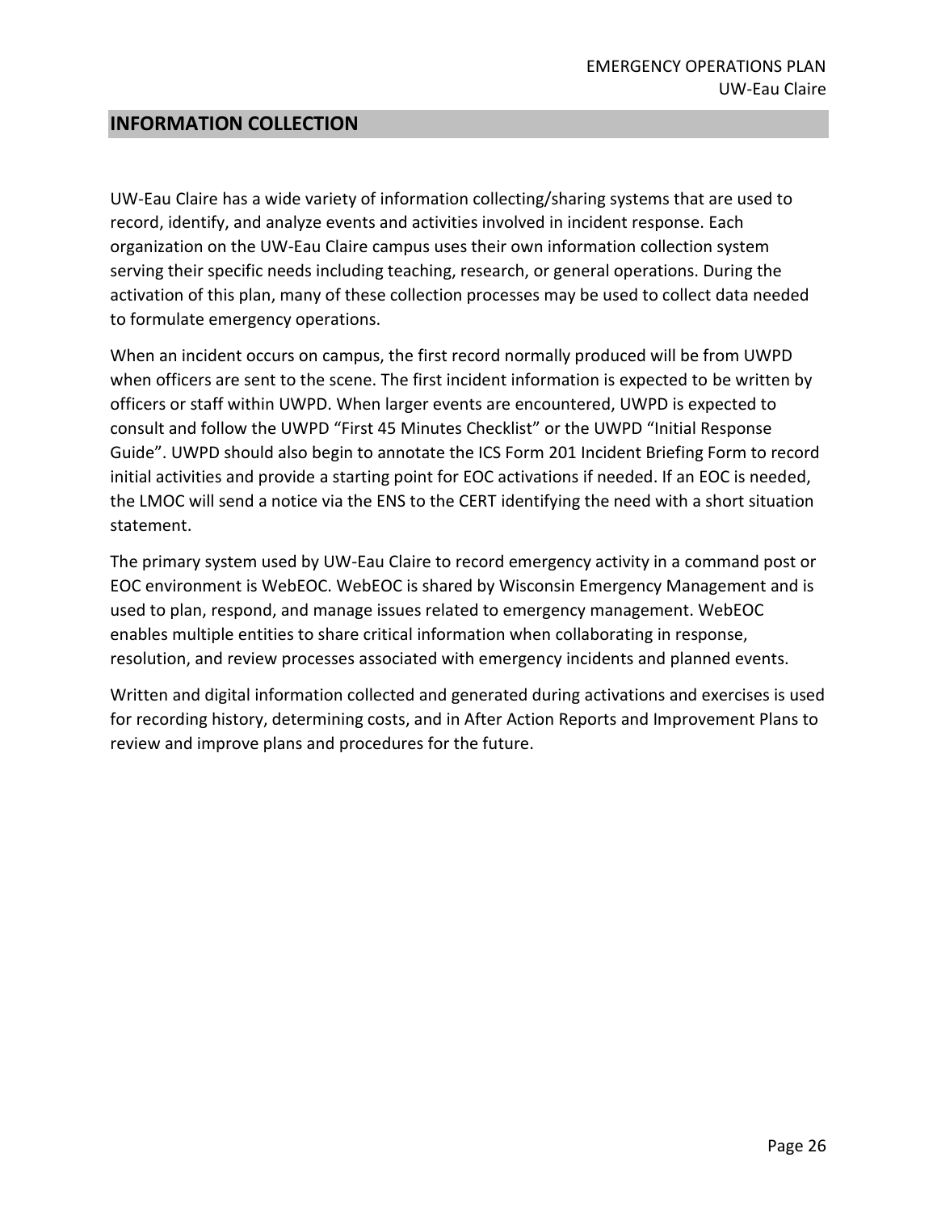## INFORMATION COLLECTION

UW-Eau Claire has a wide variety of information collecting/sharing systems that are used to record, identify, and analyze events and activities involved in incident response. Each organization on the UW-Eau Claire campus uses their own information collection system serving their specific needs including teaching, research, or general operations. During the activation of this plan, many of these collection processes may be used to collect data needed to formulate emergency operations.

When an incident occurs on campus, the first record normally produced will be from UWPD when officers are sent to the scene. The first incident information is expected to be written by officers or staff within UWPD. When larger events are encountered, UWPD is expected to consult and follow the UWPD "First 45 Minutes Checklist" or the UWPD "Initial Response Guide". UWPD should also begin to annotate the ICS Form 201 Incident Briefing Form to record initial activities and provide a starting point for EOC activations if needed. If an EOC is needed, the LMOC will send a notice via the ENS to the CERT identifying the need with a short situation statement.

The primary system used by UW-Eau Claire to record emergency activity in a command post or EOC environment is WebEOC. WebEOC is shared by Wisconsin Emergency Management and is used to plan, respond, and manage issues related to emergency management. WebEOC enables multiple entities to share critical information when collaborating in response, resolution, and review processes associated with emergency incidents and planned events.

Written and digital information collected and generated during activations and exercises is used for recording history, determining costs, and in After Action Reports and Improvement Plans to review and improve plans and procedures for the future.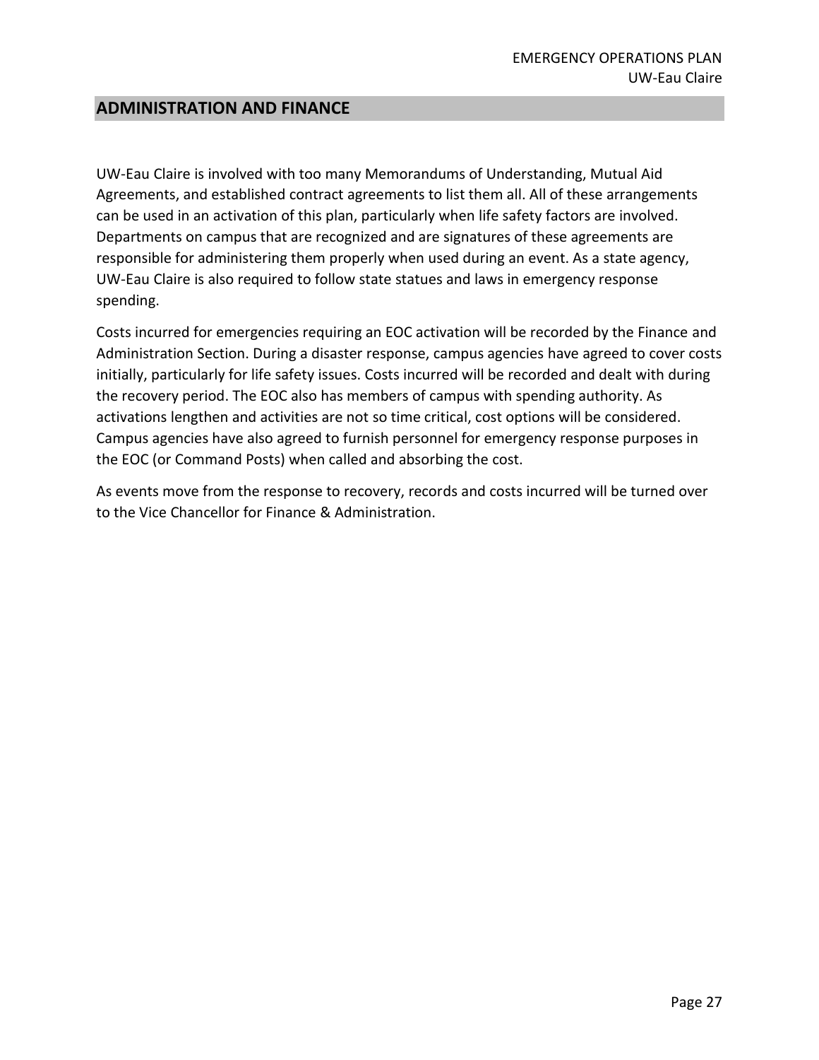## ADMINISTRATION AND FINANCE

UW-Eau Claire is involved with too many Memorandums of Understanding, Mutual Aid Agreements, and established contract agreements to list them all. All of these arrangements can be used in an activation of this plan, particularly when life safety factors are involved. Departments on campus that are recognized and are signatures of these agreements are responsible for administering them properly when used during an event. As a state agency, UW-Eau Claire is also required to follow state statues and laws in emergency response spending.

Costs incurred for emergencies requiring an EOC activation will be recorded by the Finance and Administration Section. During a disaster response, campus agencies have agreed to cover costs initially, particularly for life safety issues. Costs incurred will be recorded and dealt with during the recovery period. The EOC also has members of campus with spending authority. As activations lengthen and activities are not so time critical, cost options will be considered. Campus agencies have also agreed to furnish personnel for emergency response purposes in the EOC (or Command Posts) when called and absorbing the cost.

As events move from the response to recovery, records and costs incurred will be turned over to the Vice Chancellor for Finance & Administration.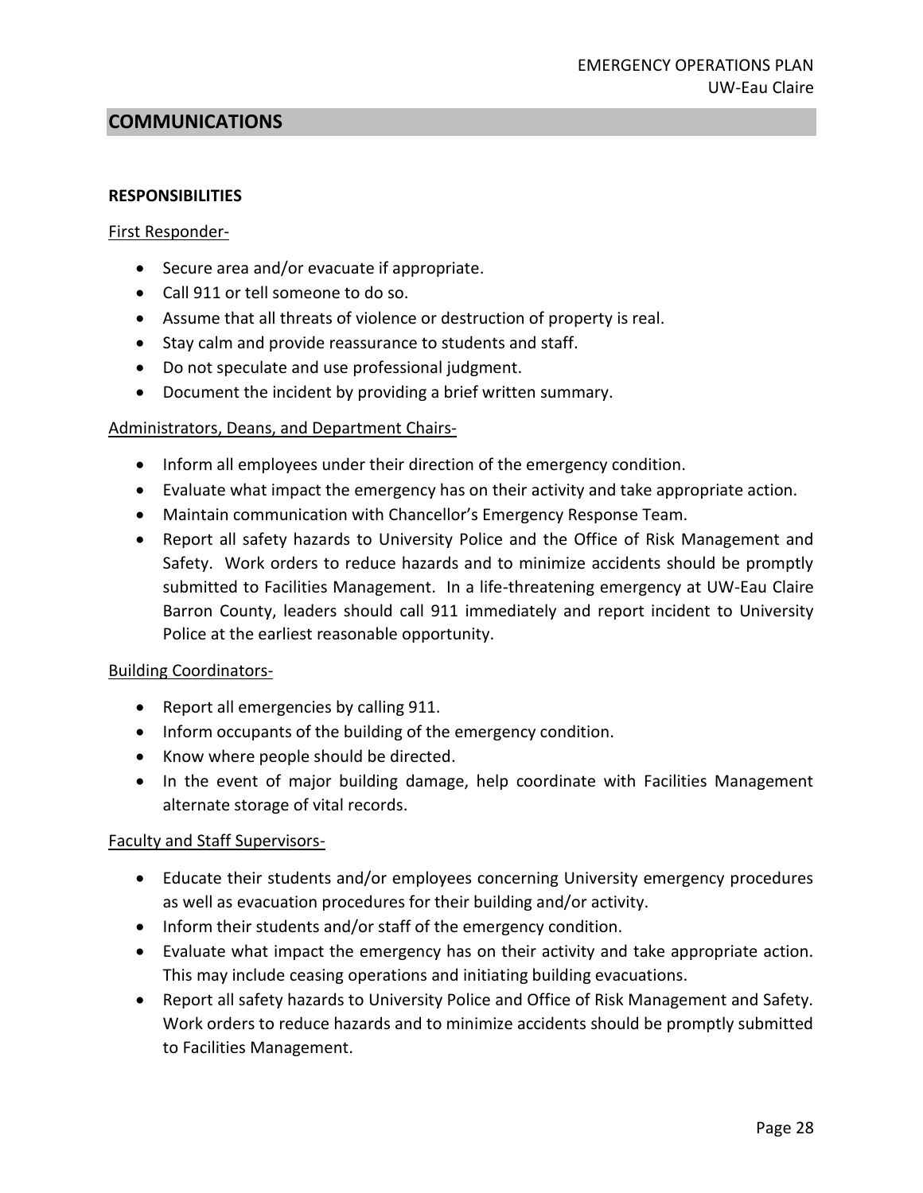## COMMUNICATIONS

**RESPONSIBILITIES**

First Responder-

- Secure area and/or evacuate if appropriate.
- Call 911 or tell someone to do so.
- Assume that all threats of violence or destruction of property is real.
- Stay calm and provide reassurance to students and staff.
- Do not speculate and use professional judgment.
- Document the incident by providing a brief written summary.

Administrators, Deans, and Department Chairs-

- Inform all employees under their direction of the emergency condition.
- Evaluate what impact the emergency has on their activity and take appropriate action.
- Maintain communication with Chancellor's Emergency Response Team.
- Report all safety hazards to University Police and the Office of Risk Management and Safety. Work orders to reduce hazards and to minimize accidents should be promptly submitted to Facilities Management. In a life-threatening emergency at UW-Eau Claire Barron County, leaders should call 911 immediately and report incident to University Police at the earliest reasonable opportunity.

Building Coordinators-

- Report all emergencies by calling 911.
- Inform occupants of the building of the emergency condition.
- Know where people should be directed.
- In the event of major building damage, help coordinate with Facilities Management alternate storage of vital records.

Faculty and Staff Supervisors-

- Educate their students and/or employees concerning University emergency procedures as well as evacuation procedures for their building and/or activity.
- Inform their students and/or staff of the emergency condition.
- Evaluate what impact the emergency has on their activity and take appropriate action. This may include ceasing operations and initiating building evacuations.
- Report all safety hazards to University Police and Office of Risk Management and Safety. Work orders to reduce hazards and to minimize accidents should be promptly submitted to Facilities Management.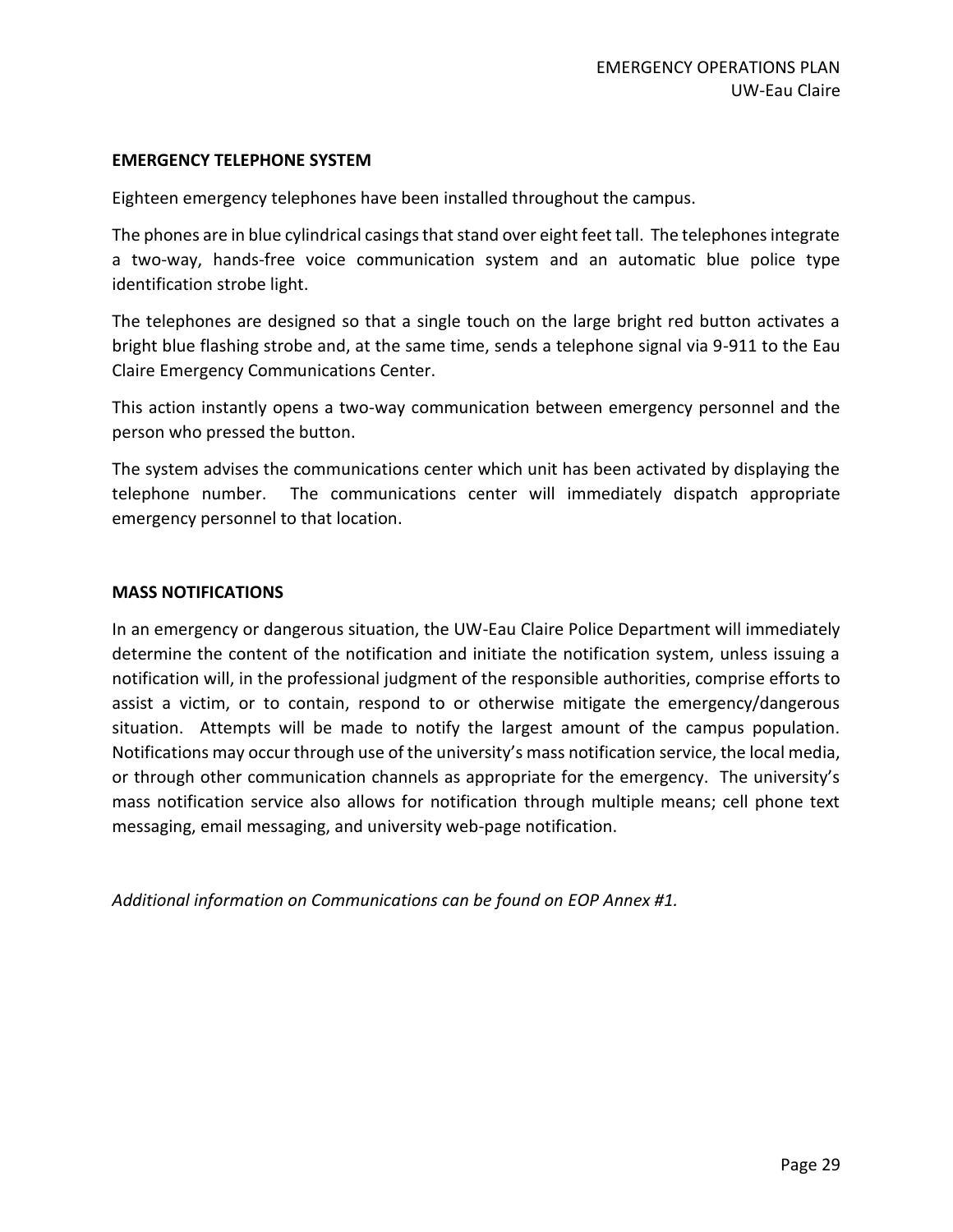**EMERGENCY TELEPHONE SYSTEM**

Eighteen emergency telephones have been installed throughout the campus.

The phones are in blue cylindrical casings that stand over eight feet tall. The telephones integrate a two-way, hands-free voice communication system and an automatic blue police type identification strobe light.

The telephones are designed so that a single touch on the large bright red button activates a bright blue flashing strobe and, at the same time, sends a telephone signal via 9-911 to the Eau Claire Emergency Communications Center.

This action instantly opens a two-way communication between emergency personnel and the person who pressed the button.

The system advises the communications center which unit has been activated by displaying the telephone number. The communications center will immediately dispatch appropriate emergency personnel to that location.

**MASS NOTIFICATIONS**

In an emergency or dangerous situation, the UW-Eau Claire Police Department will immediately determine the content of the notification and initiate the notification system, unless issuing a notification will, in the professional judgment of the responsible authorities, comprise efforts to assist a victim, or to contain, respond to or otherwise mitigate the emergency/dangerous situation. Attempts will be made to notify the largest amount of the campus population. Notifications may occur through use of the university's mass notification service, the local media, or through other communication channels as appropriate for the emergency. The university's mass notification service also allows for notification through multiple means; cell phone text messaging, email messaging, and university web-page notification.

*Additional information on Communications can be found on EOP Annex #1.*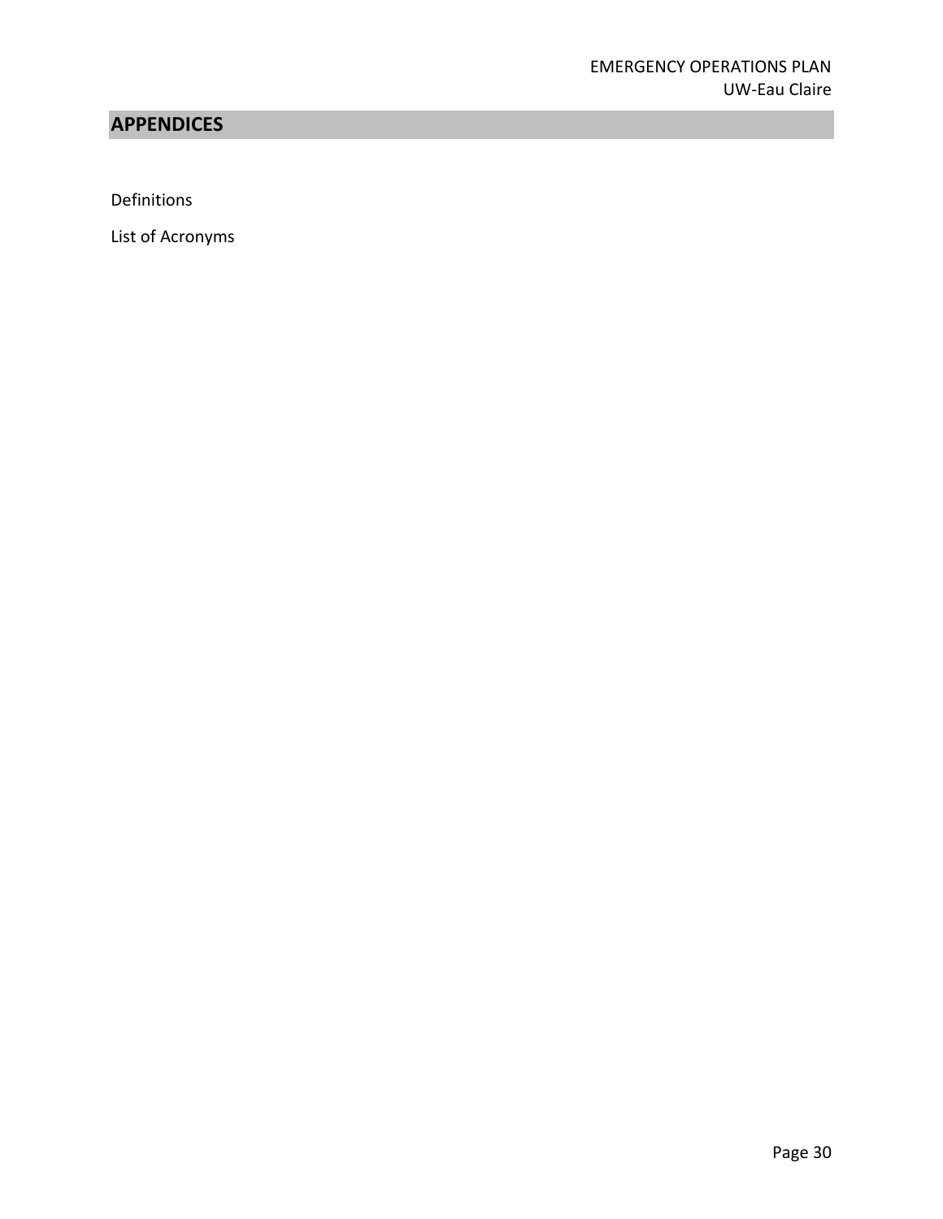## APPENDICES

Definitions

List of Acronyms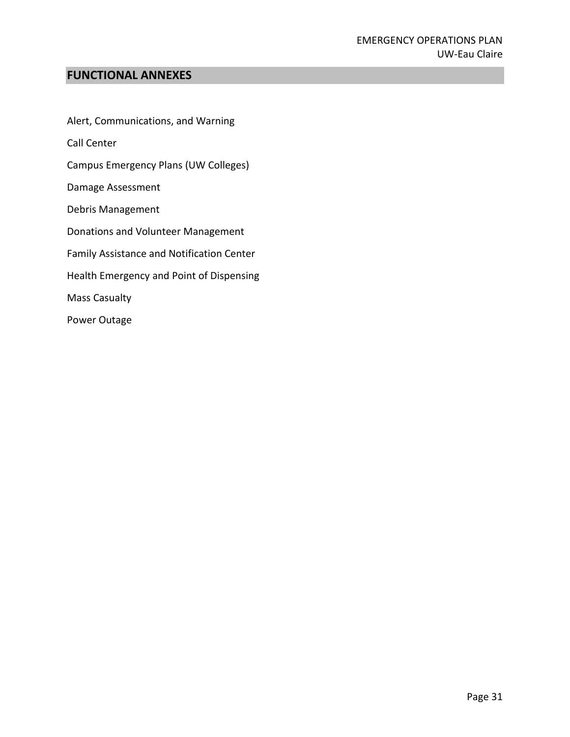## FUNCTIONAL ANNEXES

Alert, Communications, and Warning

Call Center

Campus Emergency Plans (UW Colleges)

Damage Assessment

Debris Management

Donations and Volunteer Management

Family Assistance and Notification Center

Health Emergency and Point of Dispensing

Mass Casualty

Power Outage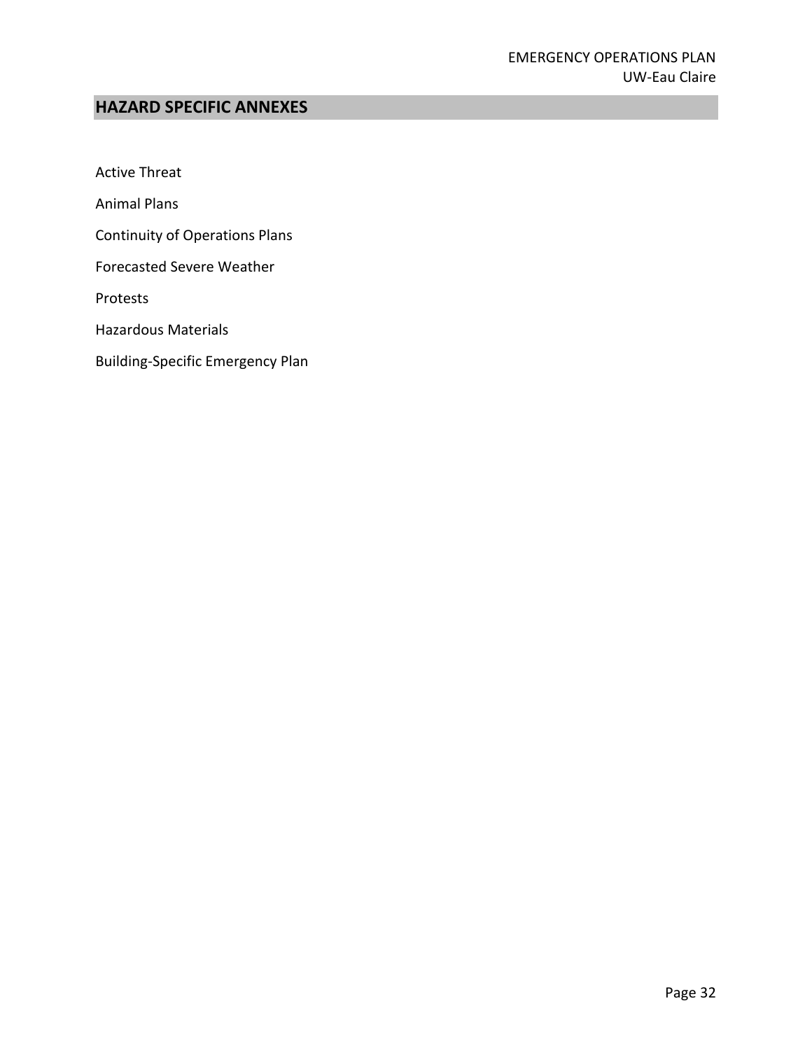## HAZARD SPECIFIC ANNEXES

Active Threat

Animal Plans

Continuity of Operations Plans

Forecasted Severe Weather

Protests

Hazardous Materials

Building-Specific Emergency Plan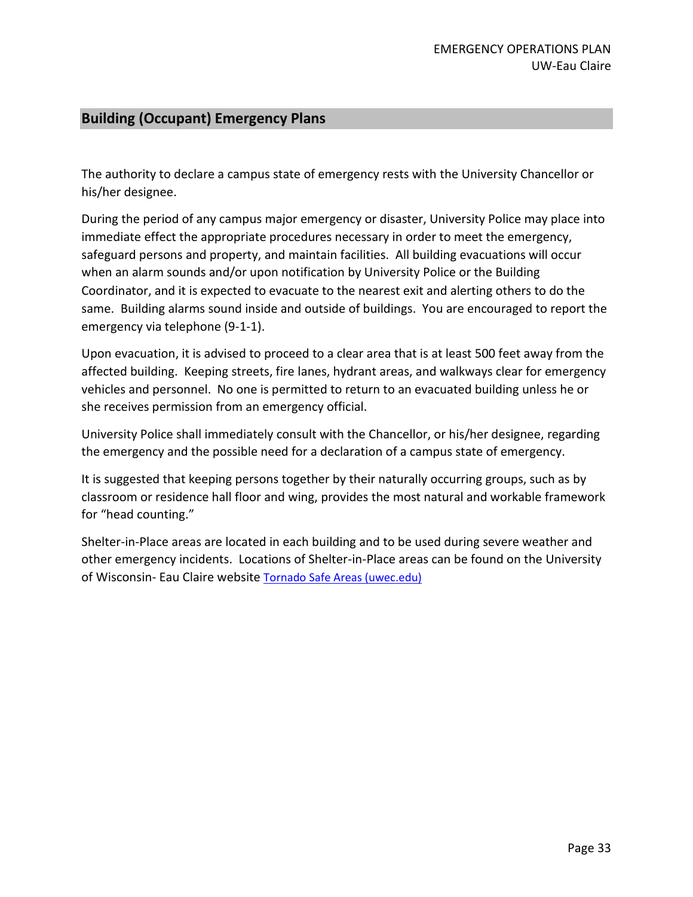## Building (Occupant) Emergency Plans

The authority to declare a campus state of emergency rests with the University Chancellor or his/her designee.

During the period of any campus major emergency or disaster, University Police may place into immediate effect the appropriate procedures necessary in order to meet the emergency, safeguard persons and property, and maintain facilities. All building evacuations will occur when an alarm sounds and/or upon notification by University Police or the Building Coordinator, and it is expected to evacuate to the nearest exit and alerting others to do the same. Building alarms sound inside and outside of buildings. You are encouraged to report the emergency via telephone (9-1-1).

Upon evacuation, it is advised to proceed to a clear area that is at least 500 feet away from the affected building. Keeping streets, fire lanes, hydrant areas, and walkways clear for emergency vehicles and personnel. No one is permitted to return to an evacuated building unless he or she receives permission from an emergency official.

University Police shall immediately consult with the Chancellor, or his/her designee, regarding the emergency and the possible need for a declaration of a campus state of emergency.

It is suggested that keeping persons together by their naturally occurring groups, such as by classroom or residence hall floor and wing, provides the most natural and workable framework for "head counting."

Shelter-in-Place areas are located in each building and to be used during severe weather and other emergency incidents. Locations of Shelter-in-Place areas can be found on the University of Wisconsin- Eau Claire website Tornado Safe Areas (uwec.edu)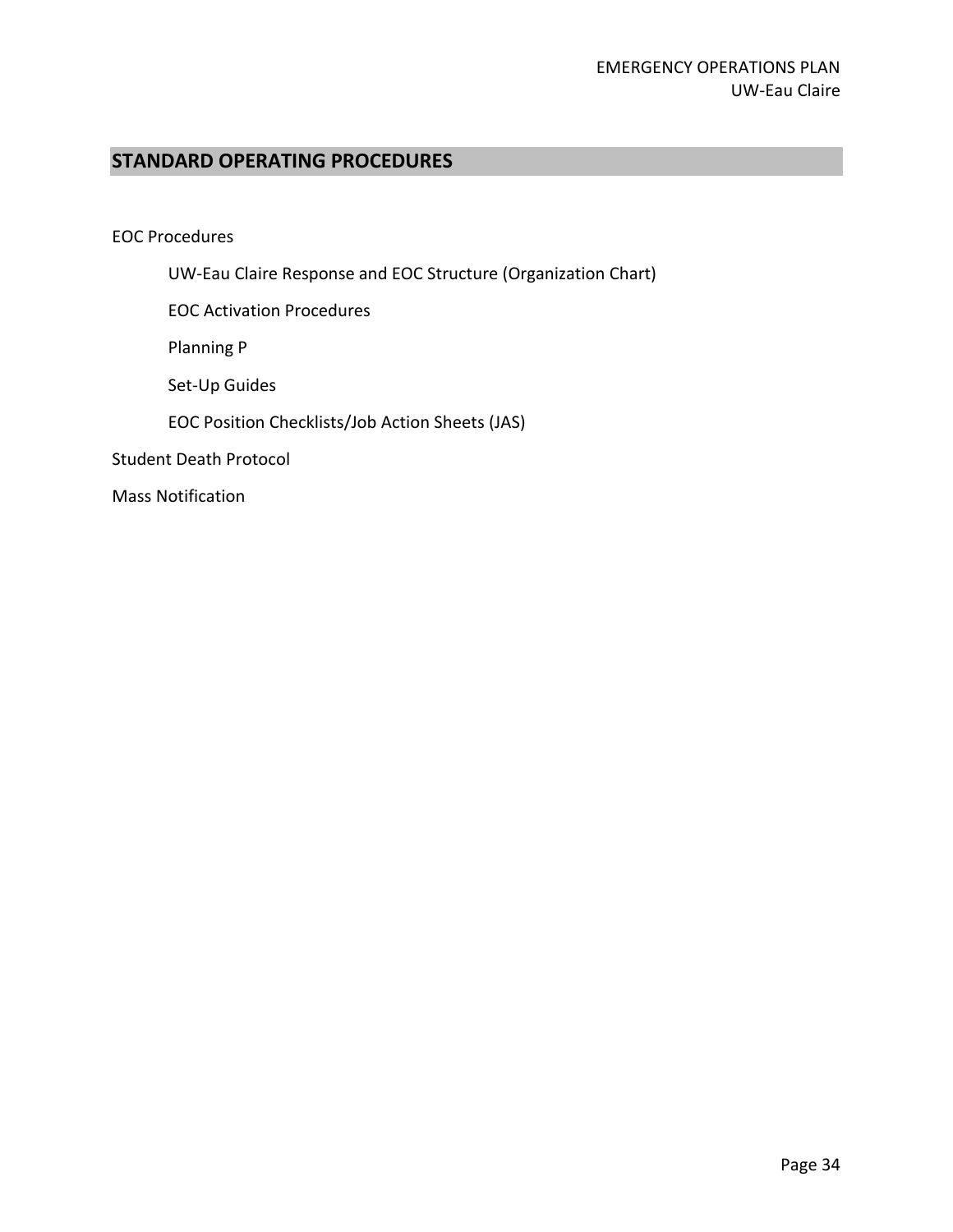## STANDARD OPERATING PROCEDURES

EOC Procedures

- UW-Eau Claire Response and EOC Structure (Organization Chart)
- EOC Activation Procedures
- Planning P
- Set-Up Guides
- EOC Position Checklists/Job Action Sheets (JAS)

Student Death Protocol

Mass Notification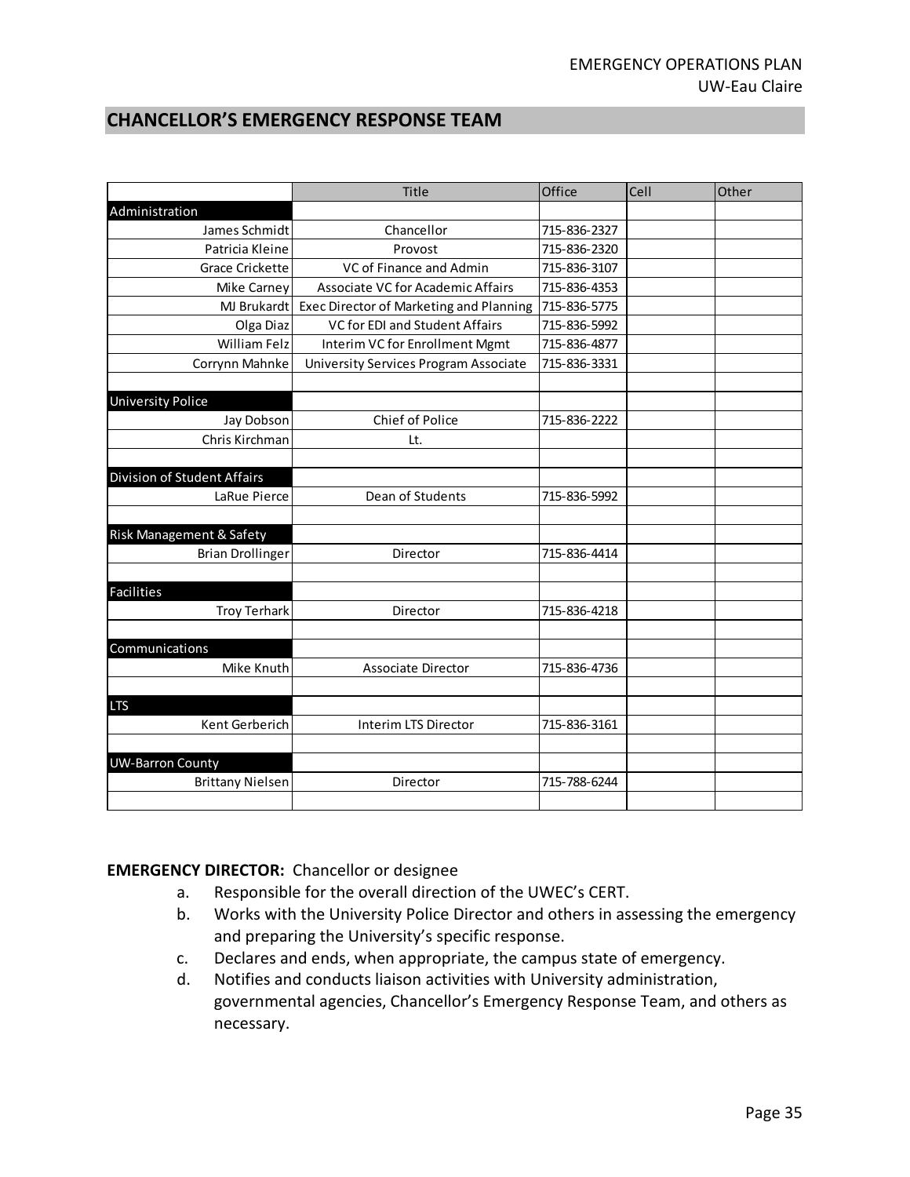## CHANCELLOR'S EMERGENCY RESPONSE TEAM

| | Title | Office | Cell | Other |
|---|---|---|---|---|
| Administration | | | | |
| James Schmidt | Chancellor | 715-836-2327 | | |
| Patricia Kleine | Provost | 715-836-2320 | | |
| Grace Crickette | VC of Finance and Admin | 715-836-3107 | | |
| Mike Carney | Associate VC for Academic Affairs | 715-836-4353 | | |
| MJ Brukardt | Exec Director of Marketing and Planning | 715-836-5775 | | |
| Olga Diaz | VC for EDI and Student Affairs | 715-836-5992 | | |
| William Felz | Interim VC for Enrollment Mgmt | 715-836-4877 | | |
| Corrynn Mahnke | University Services Program Associate | 715-836-3331 | | |
| | | | | |
| University Police | | | | |
| Jay Dobson | Chief of Police | 715-836-2222 | | |
| Chris Kirchman | Lt. | | | |
| | | | | |
| Division of Student Affairs | | | | |
| LaRue Pierce | Dean of Students | 715-836-5992 | | |
| | | | | |
| Risk Management & Safety | | | | |
| Brian Drollinger | Director | 715-836-4414 | | |
| | | | | |
| Facilities | | | | |
| Troy Terhark | Director | 715-836-4218 | | |
| | | | | |
| Communications | | | | |
| Mike Knuth | Associate Director | 715-836-4736 | | |
| | | | | |
| LTS | | | | |
| Kent Gerberich | Interim LTS Director | 715-836-3161 | | |
| | | | | |
| UW-Barron County | | | | |
| Brittany Nielsen | Director | 715-788-6244 | | |
| | | | | |

**EMERGENCY DIRECTOR:** Chancellor or designee

a. Responsible for the overall direction of the UWEC's CERT.
b. Works with the University Police Director and others in assessing the emergency and preparing the University's specific response.
c. Declares and ends, when appropriate, the campus state of emergency.
d. Notifies and conducts liaison activities with University administration, governmental agencies, Chancellor's Emergency Response Team, and others as necessary.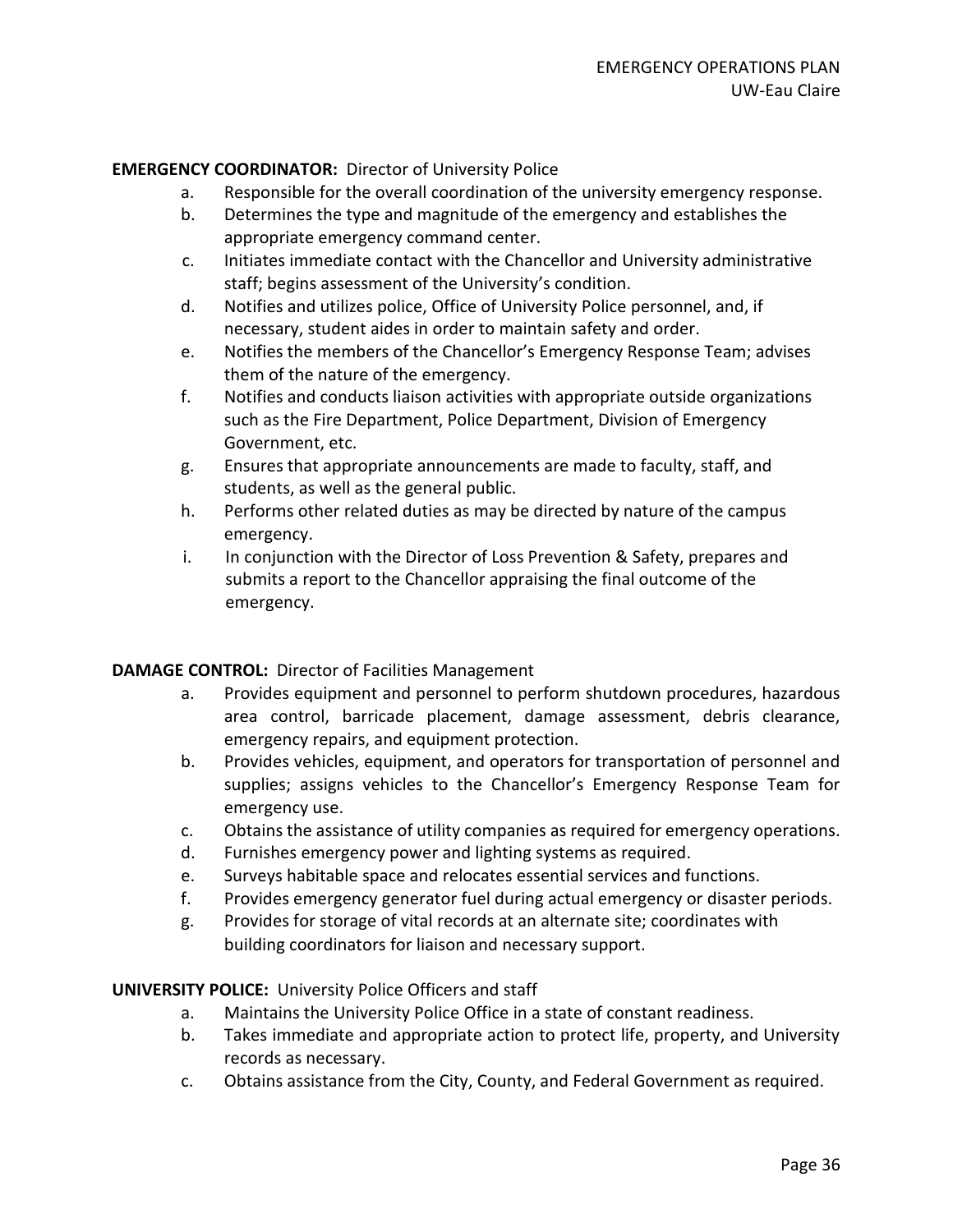**EMERGENCY COORDINATOR:** Director of University Police

a. Responsible for the overall coordination of the university emergency response.
b. Determines the type and magnitude of the emergency and establishes the appropriate emergency command center.
c. Initiates immediate contact with the Chancellor and University administrative staff; begins assessment of the University's condition.
d. Notifies and utilizes police, Office of University Police personnel, and, if necessary, student aides in order to maintain safety and order.
e. Notifies the members of the Chancellor's Emergency Response Team; advises them of the nature of the emergency.
f. Notifies and conducts liaison activities with appropriate outside organizations such as the Fire Department, Police Department, Division of Emergency Government, etc.
g. Ensures that appropriate announcements are made to faculty, staff, and students, as well as the general public.
h. Performs other related duties as may be directed by nature of the campus emergency.
i. In conjunction with the Director of Loss Prevention & Safety, prepares and submits a report to the Chancellor appraising the final outcome of the emergency.

**DAMAGE CONTROL:** Director of Facilities Management

a. Provides equipment and personnel to perform shutdown procedures, hazardous area control, barricade placement, damage assessment, debris clearance, emergency repairs, and equipment protection.
b. Provides vehicles, equipment, and operators for transportation of personnel and supplies; assigns vehicles to the Chancellor's Emergency Response Team for emergency use.
c. Obtains the assistance of utility companies as required for emergency operations.
d. Furnishes emergency power and lighting systems as required.
e. Surveys habitable space and relocates essential services and functions.
f. Provides emergency generator fuel during actual emergency or disaster periods.
g. Provides for storage of vital records at an alternate site; coordinates with building coordinators for liaison and necessary support.

**UNIVERSITY POLICE:** University Police Officers and staff

a. Maintains the University Police Office in a state of constant readiness.
b. Takes immediate and appropriate action to protect life, property, and University records as necessary.
c. Obtains assistance from the City, County, and Federal Government as required.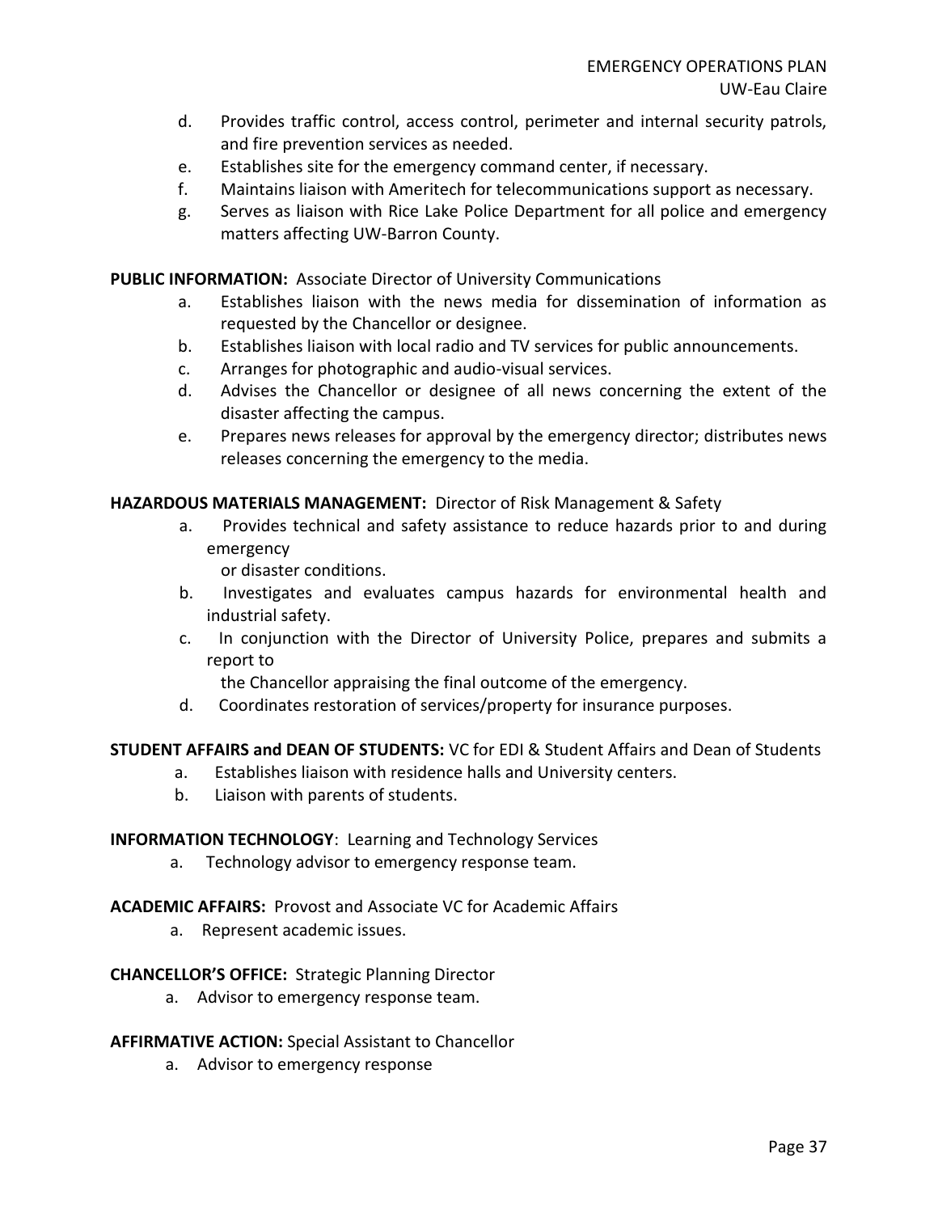d. Provides traffic control, access control, perimeter and internal security patrols, and fire prevention services as needed.
e. Establishes site for the emergency command center, if necessary.
f. Maintains liaison with Ameritech for telecommunications support as necessary.
g. Serves as liaison with Rice Lake Police Department for all police and emergency matters affecting UW-Barron County.

**PUBLIC INFORMATION:** Associate Director of University Communications

a. Establishes liaison with the news media for dissemination of information as requested by the Chancellor or designee.
b. Establishes liaison with local radio and TV services for public announcements.
c. Arranges for photographic and audio-visual services.
d. Advises the Chancellor or designee of all news concerning the extent of the disaster affecting the campus.
e. Prepares news releases for approval by the emergency director; distributes news releases concerning the emergency to the media.

**HAZARDOUS MATERIALS MANAGEMENT:** Director of Risk Management & Safety

a. Provides technical and safety assistance to reduce hazards prior to and during emergency or disaster conditions.
b. Investigates and evaluates campus hazards for environmental health and industrial safety.
c. In conjunction with the Director of University Police, prepares and submits a report to the Chancellor appraising the final outcome of the emergency.
d. Coordinates restoration of services/property for insurance purposes.

**STUDENT AFFAIRS and DEAN OF STUDENTS:** VC for EDI & Student Affairs and Dean of Students

a. Establishes liaison with residence halls and University centers.
b. Liaison with parents of students.

**INFORMATION TECHNOLOGY**: Learning and Technology Services

a. Technology advisor to emergency response team.

**ACADEMIC AFFAIRS:** Provost and Associate VC for Academic Affairs

a. Represent academic issues.

**CHANCELLOR'S OFFICE:** Strategic Planning Director

a. Advisor to emergency response team.

**AFFIRMATIVE ACTION:** Special Assistant to Chancellor

a. Advisor to emergency response